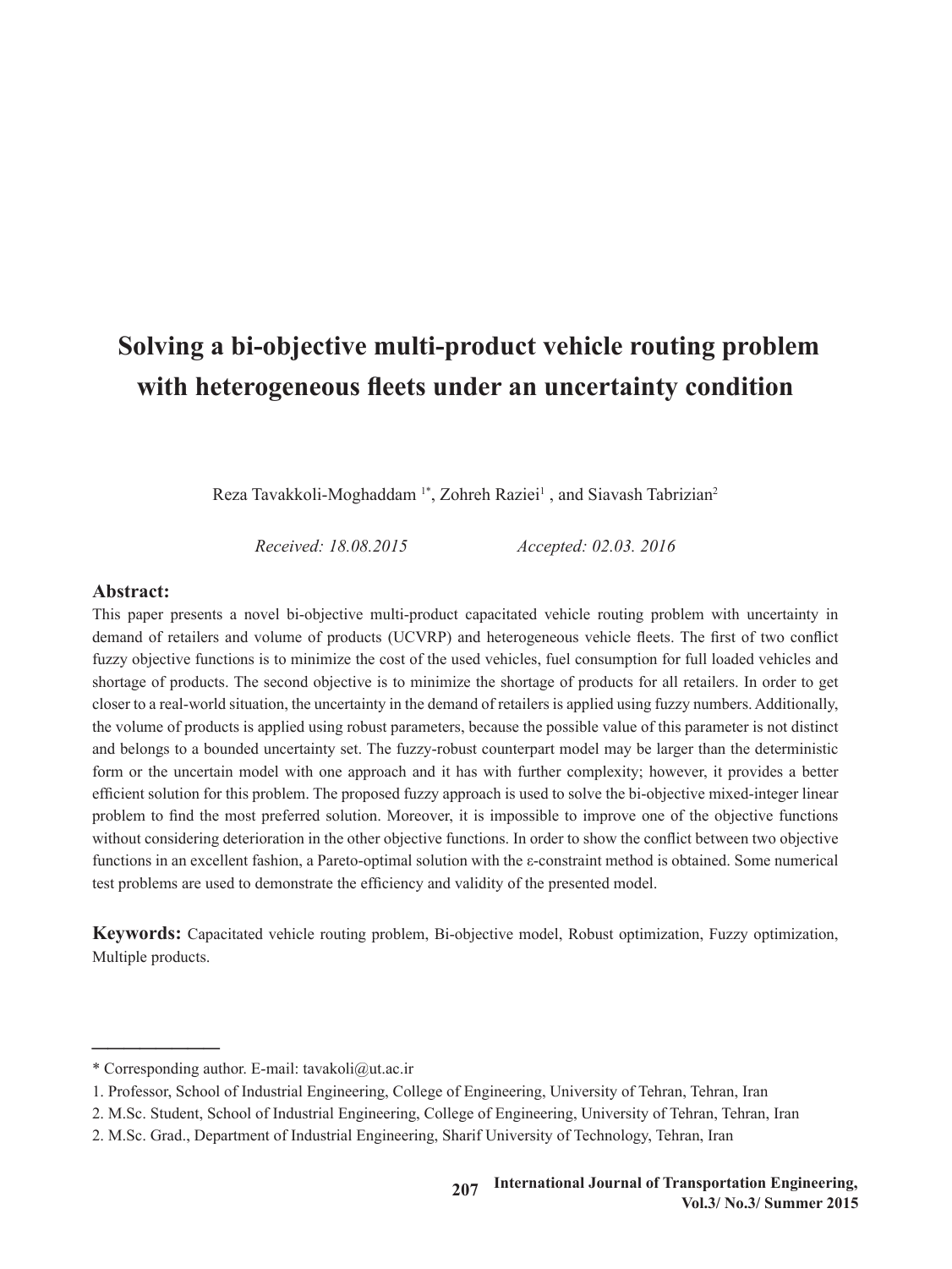# Solving a bi-objective multi-product vehicle routing problem with heterogeneous fleets under an uncertainty condition

Reza Tavakkoli-Moghaddam [1*], Zohreh Raziei[1] , and Siavash Tabrizian[2]

*Received: 18.08.2015* *Accepted: 02.03. 2016*

## Abstract:

This paper presents a novel bi-objective multi-product capacitated vehicle routing problem with uncertainty in demand of retailers and volume of products (UCVRP) and heterogeneous vehicle fleets. The first of two conflict fuzzy objective functions is to minimize the cost of the used vehicles, fuel consumption for full loaded vehicles and shortage of products. The second objective is to minimize the shortage of products for all retailers. In order to get closer to a real-world situation, the uncertainty in the demand of retailers is applied using fuzzy numbers. Additionally, the volume of products is applied using robust parameters, because the possible value of this parameter is not distinct and belongs to a bounded uncertainty set. The fuzzy-robust counterpart model may be larger than the deterministic form or the uncertain model with one approach and it has with further complexity; however, it provides a better efficient solution for this problem. The proposed fuzzy approach is used to solve the bi-objective mixed-integer linear problem to find the most preferred solution. Moreover, it is impossible to improve one of the objective functions without considering deterioration in the other objective functions. In order to show the conflict between two objective functions in an excellent fashion, a Pareto-optimal solution with the ε-constraint method is obtained. Some numerical test problems are used to demonstrate the efficiency and validity of the presented model.

**Keywords:** Capacitated vehicle routing problem, Bi-objective model, Robust optimization, Fuzzy optimization, Multiple products.

---

* Corresponding author. E-mail: tavakoli@ut.ac.ir

1. Professor, School of Industrial Engineering, College of Engineering, University of Tehran, Tehran, Iran
2. M.Sc. Student, School of Industrial Engineering, College of Engineering, University of Tehran, Tehran, Iran
2. M.Sc. Grad., Department of Industrial Engineering, Sharif University of Technology, Tehran, Iran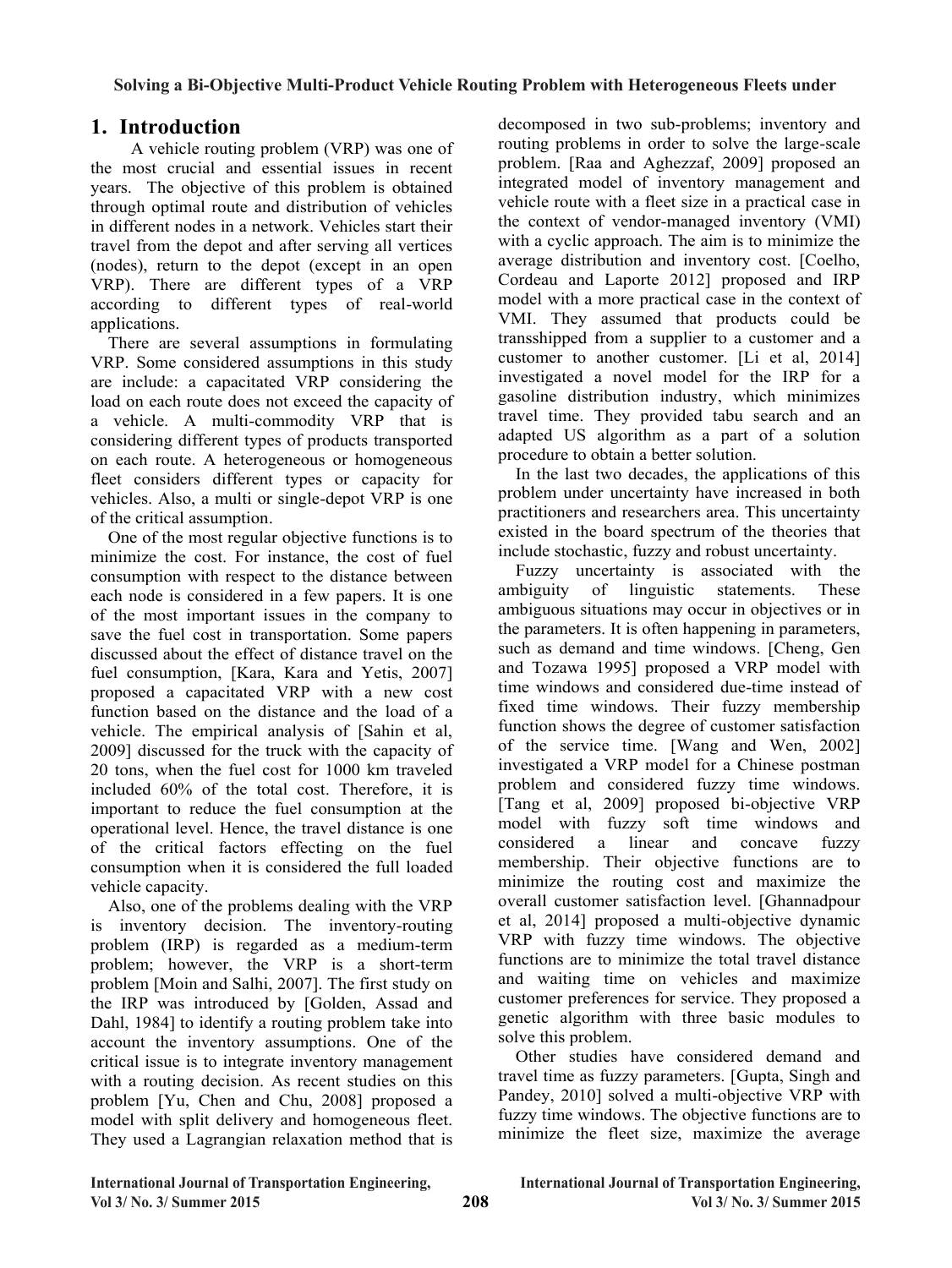## 1. Introduction

A vehicle routing problem (VRP) was one of the most crucial and essential issues in recent years. The objective of this problem is obtained through optimal route and distribution of vehicles in different nodes in a network. Vehicles start their travel from the depot and after serving all vertices (nodes), return to the depot (except in an open VRP). There are different types of a VRP according to different types of real-world applications.

There are several assumptions in formulating VRP. Some considered assumptions in this study are include: a capacitated VRP considering the load on each route does not exceed the capacity of a vehicle. A multi-commodity VRP that is considering different types of products transported on each route. A heterogeneous or homogeneous fleet considers different types or capacity for vehicles. Also, a multi or single-depot VRP is one of the critical assumption.

One of the most regular objective functions is to minimize the cost. For instance, the cost of fuel consumption with respect to the distance between each node is considered in a few papers. It is one of the most important issues in the company to save the fuel cost in transportation. Some papers discussed about the effect of distance travel on the fuel consumption, [Kara, Kara and Yetis, 2007] proposed a capacitated VRP with a new cost function based on the distance and the load of a vehicle. The empirical analysis of [Sahin et al, 2009] discussed for the truck with the capacity of 20 tons, when the fuel cost for 1000 km traveled included 60% of the total cost. Therefore, it is important to reduce the fuel consumption at the operational level. Hence, the travel distance is one of the critical factors effecting on the fuel consumption when it is considered the full loaded vehicle capacity.

Also, one of the problems dealing with the VRP is inventory decision. The inventory-routing problem (IRP) is regarded as a medium-term problem; however, the VRP is a short-term problem [Moin and Salhi, 2007]. The first study on the IRP was introduced by [Golden, Assad and Dahl, 1984] to identify a routing problem take into account the inventory assumptions. One of the critical issue is to integrate inventory management with a routing decision. As recent studies on this problem [Yu, Chen and Chu, 2008] proposed a model with split delivery and homogeneous fleet. They used a Lagrangian relaxation method that is decomposed in two sub-problems; inventory and routing problems in order to solve the large-scale problem. [Raa and Aghezzaf, 2009] proposed an integrated model of inventory management and vehicle route with a fleet size in a practical case in the context of vendor-managed inventory (VMI) with a cyclic approach. The aim is to minimize the average distribution and inventory cost. [Coelho, Cordeau and Laporte 2012] proposed and IRP model with a more practical case in the context of VMI. They assumed that products could be transshipped from a supplier to a customer and a customer to another customer. [Li et al, 2014] investigated a novel model for the IRP for a gasoline distribution industry, which minimizes travel time. They provided tabu search and an adapted US algorithm as a part of a solution procedure to obtain a better solution.

In the last two decades, the applications of this problem under uncertainty have increased in both practitioners and researchers area. This uncertainty existed in the board spectrum of the theories that include stochastic, fuzzy and robust uncertainty.

Fuzzy uncertainty is associated with the ambiguity of linguistic statements. These ambiguous situations may occur in objectives or in the parameters. It is often happening in parameters, such as demand and time windows. [Cheng, Gen and Tozawa 1995] proposed a VRP model with time windows and considered due-time instead of fixed time windows. Their fuzzy membership function shows the degree of customer satisfaction of the service time. [Wang and Wen, 2002] investigated a VRP model for a Chinese postman problem and considered fuzzy time windows. [Tang et al, 2009] proposed bi-objective VRP model with fuzzy soft time windows and considered a linear and concave fuzzy membership. Their objective functions are to minimize the routing cost and maximize the overall customer satisfaction level. [Ghannadpour et al, 2014] proposed a multi-objective dynamic VRP with fuzzy time windows. The objective functions are to minimize the total travel distance and waiting time on vehicles and maximize customer preferences for service. They proposed a genetic algorithm with three basic modules to solve this problem.

Other studies have considered demand and travel time as fuzzy parameters. [Gupta, Singh and Pandey, 2010] solved a multi-objective VRP with fuzzy time windows. The objective functions are to minimize the fleet size, maximize the average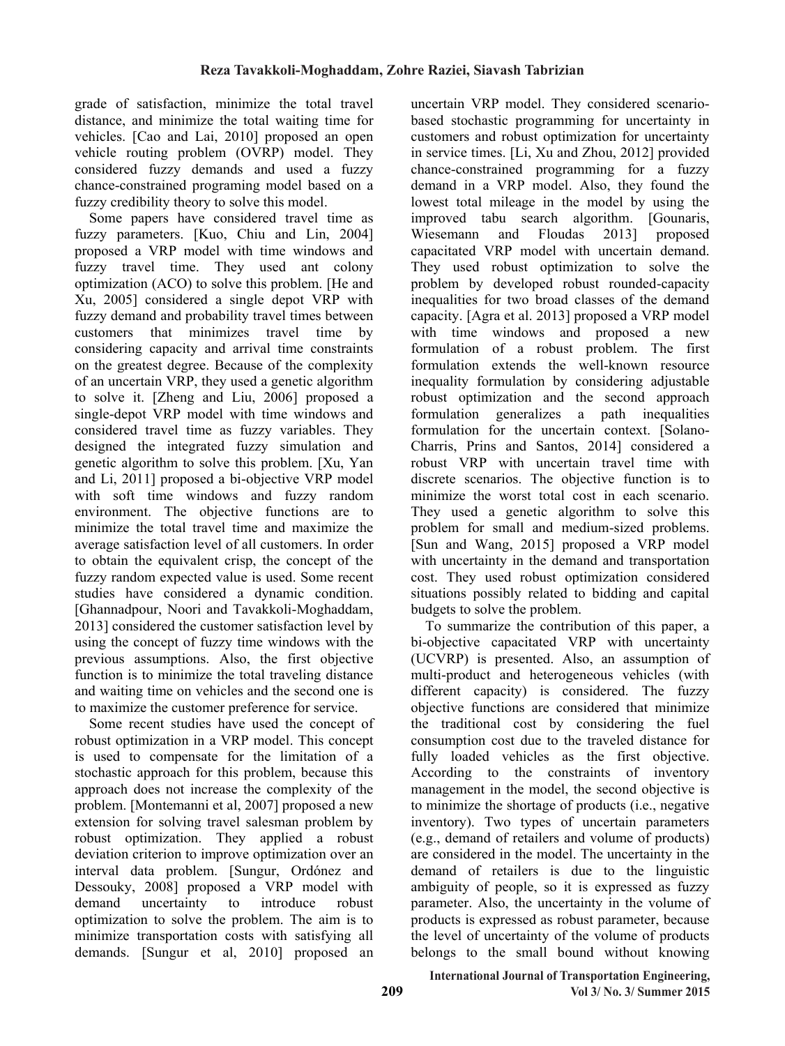grade of satisfaction, minimize the total travel distance, and minimize the total waiting time for vehicles. [Cao and Lai, 2010] proposed an open vehicle routing problem (OVRP) model. They considered fuzzy demands and used a fuzzy chance-constrained programing model based on a fuzzy credibility theory to solve this model.

Some papers have considered travel time as fuzzy parameters. [Kuo, Chiu and Lin, 2004] proposed a VRP model with time windows and fuzzy travel time. They used ant colony optimization (ACO) to solve this problem. [He and Xu, 2005] considered a single depot VRP with fuzzy demand and probability travel times between customers that minimizes travel time by considering capacity and arrival time constraints on the greatest degree. Because of the complexity of an uncertain VRP, they used a genetic algorithm to solve it. [Zheng and Liu, 2006] proposed a single-depot VRP model with time windows and considered travel time as fuzzy variables. They designed the integrated fuzzy simulation and genetic algorithm to solve this problem. [Xu, Yan and Li, 2011] proposed a bi-objective VRP model with soft time windows and fuzzy random environment. The objective functions are to minimize the total travel time and maximize the average satisfaction level of all customers. In order to obtain the equivalent crisp, the concept of the fuzzy random expected value is used. Some recent studies have considered a dynamic condition. [Ghannadpour, Noori and Tavakkoli-Moghaddam, 2013] considered the customer satisfaction level by using the concept of fuzzy time windows with the previous assumptions. Also, the first objective function is to minimize the total traveling distance and waiting time on vehicles and the second one is to maximize the customer preference for service.

Some recent studies have used the concept of robust optimization in a VRP model. This concept is used to compensate for the limitation of a stochastic approach for this problem, because this approach does not increase the complexity of the problem. [Montemanni et al, 2007] proposed a new extension for solving travel salesman problem by robust optimization. They applied a robust deviation criterion to improve optimization over an interval data problem. [Sungur, Ordónez and Dessouky, 2008] proposed a VRP model with demand uncertainty to introduce robust optimization to solve the problem. The aim is to minimize transportation costs with satisfying all demands. [Sungur et al, 2010] proposed an uncertain VRP model. They considered scenario-based stochastic programming for uncertainty in customers and robust optimization for uncertainty in service times. [Li, Xu and Zhou, 2012] provided chance-constrained programming for a fuzzy demand in a VRP model. Also, they found the lowest total mileage in the model by using the improved tabu search algorithm. [Gounaris, Wiesemann and Floudas 2013] proposed capacitated VRP model with uncertain demand. They used robust optimization to solve the problem by developed robust rounded-capacity inequalities for two broad classes of the demand capacity. [Agra et al. 2013] proposed a VRP model with time windows and proposed a new formulation of a robust problem. The first formulation extends the well-known resource inequality formulation by considering adjustable robust optimization and the second approach formulation generalizes a path inequalities formulation for the uncertain context. [Solano-Charris, Prins and Santos, 2014] considered a robust VRP with uncertain travel time with discrete scenarios. The objective function is to minimize the worst total cost in each scenario. They used a genetic algorithm to solve this problem for small and medium-sized problems. [Sun and Wang, 2015] proposed a VRP model with uncertainty in the demand and transportation cost. They used robust optimization considered situations possibly related to bidding and capital budgets to solve the problem.

To summarize the contribution of this paper, a bi-objective capacitated VRP with uncertainty (UCVRP) is presented. Also, an assumption of multi-product and heterogeneous vehicles (with different capacity) is considered. The fuzzy objective functions are considered that minimize the traditional cost by considering the fuel consumption cost due to the traveled distance for fully loaded vehicles as the first objective. According to the constraints of inventory management in the model, the second objective is to minimize the shortage of products (i.e., negative inventory). Two types of uncertain parameters (e.g., demand of retailers and volume of products) are considered in the model. The uncertainty in the demand of retailers is due to the linguistic ambiguity of people, so it is expressed as fuzzy parameter. Also, the uncertainty in the volume of products is expressed as robust parameter, because the level of uncertainty of the volume of products belongs to the small bound without knowing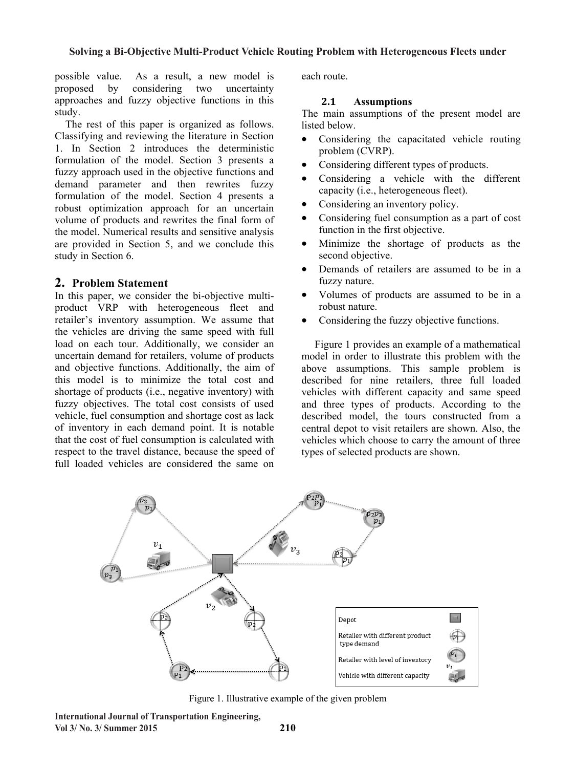possible value. As a result, a new model is proposed by considering two uncertainty approaches and fuzzy objective functions in this study.

The rest of this paper is organized as follows. Classifying and reviewing the literature in Section 1. In Section 2 introduces the deterministic formulation of the model. Section 3 presents a fuzzy approach used in the objective functions and demand parameter and then rewrites fuzzy formulation of the model. Section 4 presents a robust optimization approach for an uncertain volume of products and rewrites the final form of the model. Numerical results and sensitive analysis are provided in Section 5, and we conclude this study in Section 6.

## 2. Problem Statement

In this paper, we consider the bi-objective multi-product VRP with heterogeneous fleet and retailer's inventory assumption. We assume that the vehicles are driving the same speed with full load on each tour. Additionally, we consider an uncertain demand for retailers, volume of products and objective functions. Additionally, the aim of this model is to minimize the total cost and shortage of products (i.e., negative inventory) with fuzzy objectives. The total cost consists of used vehicle, fuel consumption and shortage cost as lack of inventory in each demand point. It is notable that the cost of fuel consumption is calculated with respect to the travel distance, because the speed of full loaded vehicles are considered the same on each route.

### 2.1 Assumptions

The main assumptions of the present model are listed below.

- Considering the capacitated vehicle routing problem (CVRP).
- Considering different types of products.
- Considering a vehicle with the different capacity (i.e., heterogeneous fleet).
- Considering an inventory policy.
- Considering fuel consumption as a part of cost function in the first objective.
- Minimize the shortage of products as the second objective.
- Demands of retailers are assumed to be in a fuzzy nature.
- Volumes of products are assumed to be in a robust nature.
- Considering the fuzzy objective functions.

Figure 1 provides an example of a mathematical model in order to illustrate this problem with the above assumptions. This sample problem is described for nine retailers, three full loaded vehicles with different capacity and same speed and three types of products. According to the described model, the tours constructed from a central depot to visit retailers are shown. Also, the vehicles which choose to carry the amount of three types of selected products are shown.

Figure 1. Illustrative example of the given problem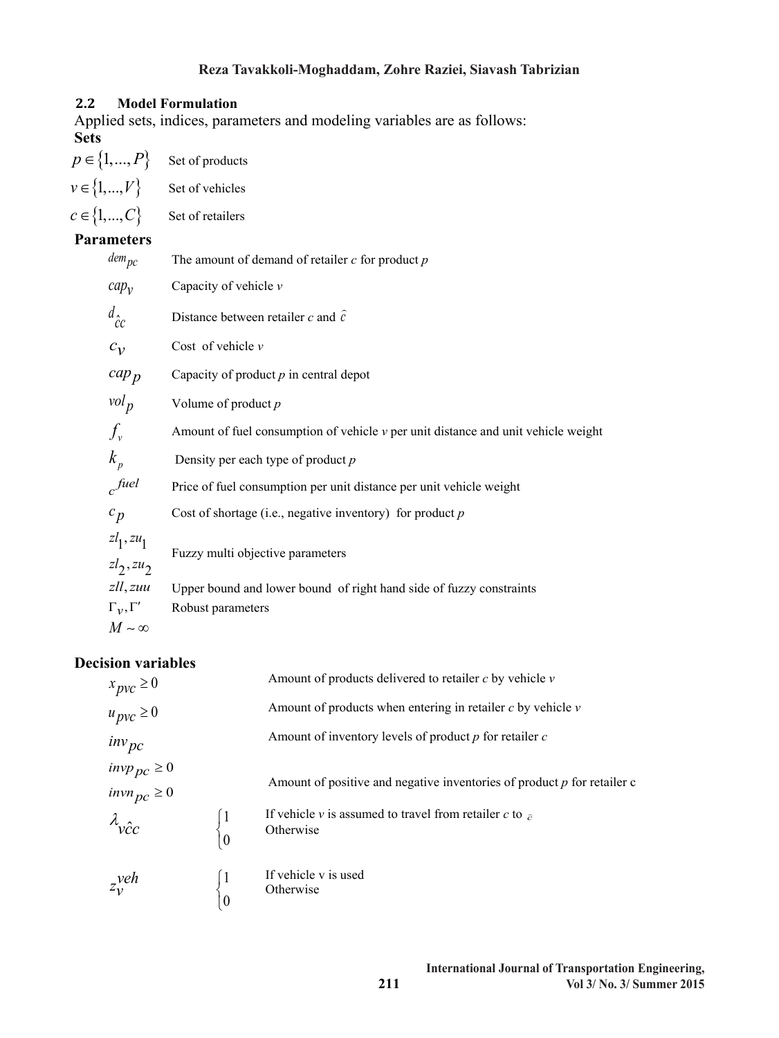## 2.2 Model Formulation

Applied sets, indices, parameters and modeling variables are as follows:

**Sets**

$p \in \{1,...,P\}$ Set of products

$v \in \{1,...,V\}$ Set of vehicles

$c \in \{1,...,C\}$ Set of retailers

**Parameters**

$dem_{pc}$ The amount of demand of retailer *c* for product *p*

$cap_v$ Capacity of vehicle *v*

$d_{\hat{c}c}$ Distance between retailer *c* and $\hat{c}$

$c_v$ Cost of vehicle *v*

$cap_p$ Capacity of product *p* in central depot

$vol_p$ Volume of product *p*

$f_v$ Amount of fuel consumption of vehicle *v* per unit distance and unit vehicle weight

$k_p$ Density per each type of product *p*

$c^{fuel}$ Price of fuel consumption per unit distance per unit vehicle weight

$c_p$ Cost of shortage (i.e., negative inventory) for product *p*

$zl_1, zu_1$, $zl_2, zu_2$ Fuzzy multi objective parameters

$zll, zuu$ Upper bound and lower bound of right hand side of fuzzy constraints

$\Gamma_v, \Gamma'$ Robust parameters

$M \sim \infty$

**Decision variables**

$x_{pvc} \geq 0$ Amount of products delivered to retailer *c* by vehicle *v*

$u_{pvc} \geq 0$ Amount of products when entering in retailer *c* by vehicle *v*

$inv_{pc}$ Amount of inventory levels of product *p* for retailer *c*

$invp_{pc} \geq 0$, $invn_{pc} \geq 0$ Amount of positive and negative inventories of product *p* for retailer c

$\lambda_{v\hat{c}c}$ $\begin{cases} 1 & \text{If vehicle } v \text{ is assumed to travel from retailer } c \text{ to } \hat{c} \\ 0 & \text{Otherwise} \end{cases}$

$z_v^{veh}$ $\begin{cases} 1 & \text{If vehicle v is used} \\ 0 & \text{Otherwise} \end{cases}$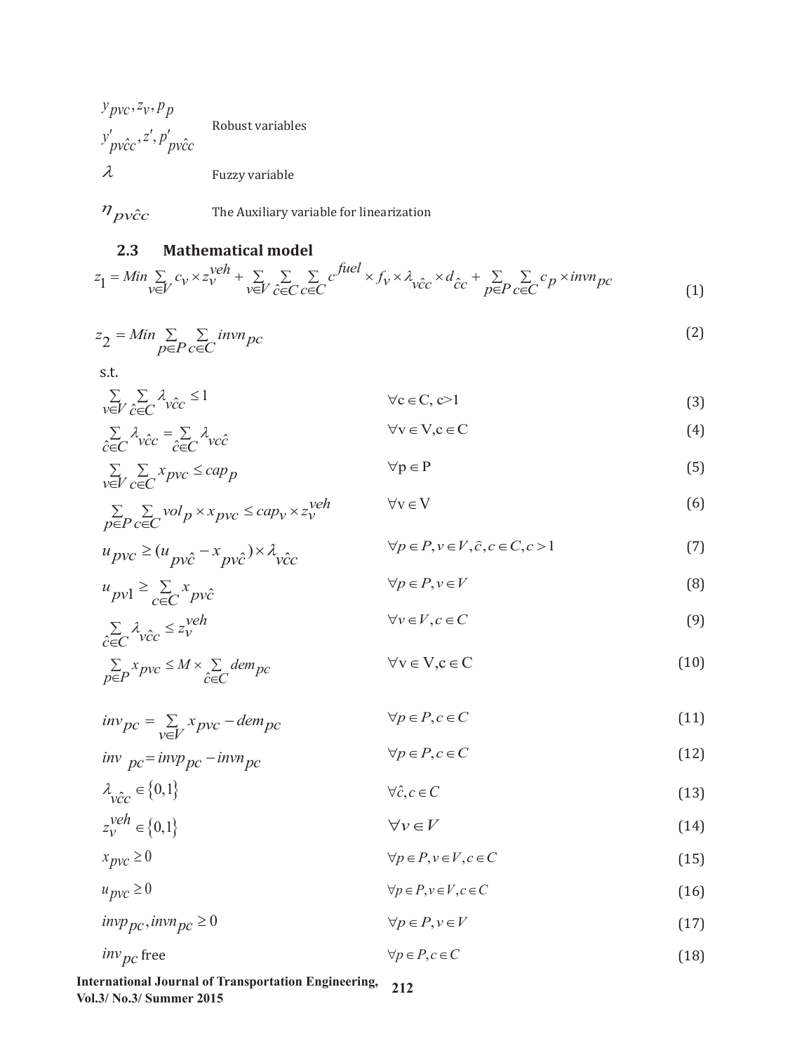| | |
|---|---|
| $y_{pvc}, z_v, p_p$<br>$y'_{pv\hat{c}c}, z', p'_{pv\hat{c}c}$ | Robust variables |
| $\lambda$ | Fuzzy variable |
| $\eta_{pv\hat{c}c}$ | The Auxiliary variable for linearization |

### 2.3 Mathematical model

$$z_1 = Min \sum_{v \in V} c_v \times z_v^{veh} + \sum_{v \in V} \sum_{\hat{c} \in C} \sum_{c \in C} c^{fuel} \times f_v \times \lambda_{v\hat{c}c} \times d_{\hat{c}c} + \sum_{p \in P} \sum_{c \in C} c_p \times invn_{pc} \tag{1}$$

$$z_2 = Min \sum_{p \in P} \sum_{c \in C} invn_{pc} \tag{2}$$

s.t.

$$\sum_{v \in V} \sum_{\hat{c} \in C} \lambda_{v\hat{c}c} \leq 1 \qquad \forall c \in C, c > 1 \tag{3}$$

$$\sum_{\hat{c} \in C} \lambda_{v\hat{c}c} = \sum_{\hat{c} \in C} \lambda_{vc\hat{c}} \qquad \forall v \in V, c \in C \tag{4}$$

$$\sum_{v \in V} \sum_{c \in C} x_{pvc} \leq cap_p \qquad \forall p \in P \tag{5}$$

$$\sum_{p \in P} \sum_{c \in C} vol_p \times x_{pvc} \leq cap_v \times z_v^{veh} \qquad \forall v \in V \tag{6}$$

$$u_{pvc} \geq (u_{pv\hat{c}} - x_{pv\hat{c}}) \times \lambda_{v\hat{c}c} \qquad \forall p \in P, v \in V, \hat{c}, c \in C, c > 1 \tag{7}$$

$$u_{pv1} \geq \sum_{c \in C} x_{pv\hat{c}} \qquad \forall p \in P, v \in V \tag{8}$$

$$\sum_{\hat{c} \in C} \lambda_{v\hat{c}c} \leq z_v^{veh} \qquad \forall v \in V, c \in C \tag{9}$$

$$\sum_{p \in P} x_{pvc} \leq M \times \sum_{\hat{c} \in C} dem_{pc} \qquad \forall v \in V, c \in C \tag{10}$$

$$inv_{pc} = \sum_{v \in V} x_{pvc} - dem_{pc} \qquad \forall p \in P, c \in C \tag{11}$$

$$inv_{pc} = invp_{pc} - invn_{pc} \qquad \forall p \in P, c \in C \tag{12}$$

$$\lambda_{v\hat{c}c} \in \{0,1\} \qquad \forall \hat{c}, c \in C \tag{13}$$

$$z_v^{veh} \in \{0,1\} \qquad \forall v \in V \tag{14}$$

$$x_{pvc} \geq 0 \qquad \forall p \in P, v \in V, c \in C \tag{15}$$

$$u_{pvc} \geq 0 \qquad \forall p \in P, v \in V, c \in C \tag{16}$$

$$invp_{pc}, invn_{pc} \geq 0 \qquad \forall p \in P, v \in V \tag{17}$$

$$inv_{pc} \text{ free} \qquad \forall p \in P, c \in C \tag{18}$$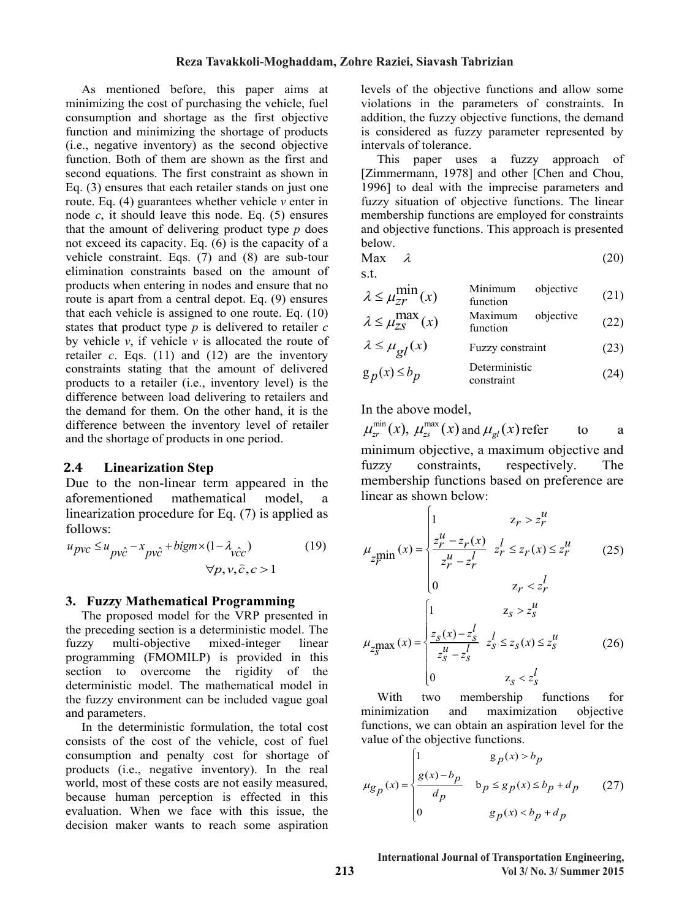As mentioned before, this paper aims at minimizing the cost of purchasing the vehicle, fuel consumption and shortage as the first objective function and minimizing the shortage of products (i.e., negative inventory) as the second objective function. Both of them are shown as the first and second equations. The first constraint as shown in Eq. (3) ensures that each retailer stands on just one route. Eq. (4) guarantees whether vehicle *v* enter in node *c*, it should leave this node. Eq. (5) ensures that the amount of delivering product type *p* does not exceed its capacity. Eq. (6) is the capacity of a vehicle constraint. Eqs. (7) and (8) are sub-tour elimination constraints based on the amount of products when entering in nodes and ensure that no route is apart from a central depot. Eq. (9) ensures that each vehicle is assigned to one route. Eq. (10) states that product type *p* is delivered to retailer *c* by vehicle *v*, if vehicle *v* is allocated the route of retailer *c*. Eqs. (11) and (12) are the inventory constraints stating that the amount of delivered products to a retailer (i.e., inventory level) is the difference between load delivering to retailers and the demand for them. On the other hand, it is the difference between the inventory level of retailer and the shortage of products in one period.

### 2.4 Linearization Step

Due to the non-linear term appeared in the aforementioned mathematical model, a linearization procedure for Eq. (7) is applied as follows:

$$u_{pvc} \le u_{pv\hat{c}} - x_{pv\hat{c}} + bigm \times (1 - \lambda_{v\hat{c}c}) \qquad \forall p, v, \hat{c}, c > 1 \tag{19}$$

## 3. Fuzzy Mathematical Programming

The proposed model for the VRP presented in the preceding section is a deterministic model. The fuzzy multi-objective mixed-integer linear programming (FMOMILP) is provided in this section to overcome the rigidity of the deterministic model. The mathematical model in the fuzzy environment can be included vague goal and parameters.

In the deterministic formulation, the total cost consists of the cost of the vehicle, cost of fuel consumption and penalty cost for shortage of products (i.e., negative inventory). In the real world, most of these costs are not easily measured, because human perception is effected in this evaluation. When we face with this issue, the decision maker wants to reach some aspiration levels of the objective functions and allow some violations in the parameters of constraints. In addition, the fuzzy objective functions, the demand is considered as fuzzy parameter represented by intervals of tolerance.

This paper uses a fuzzy approach of [Zimmermann, 1978] and other [Chen and Chou, 1996] to deal with the imprecise parameters and fuzzy situation of objective functions. The linear membership functions are employed for constraints and objective functions. This approach is presented below.

$$\text{Max} \quad \lambda \tag{20}$$

s.t.

| | | |
|---|---|---|
| $\lambda \le \mu_{zr}^{\min}(x)$ | Minimum objective function | (21) |
| $\lambda \le \mu_{zs}^{\max}(x)$ | Maximum objective function | (22) |
| $\lambda \le \mu_{gl}(x)$ | Fuzzy constraint | (23) |
| $g_p(x) \le b_p$ | Deterministic constraint | (24) |

In the above model, $\mu_{zr}^{\min}(x)$, $\mu_{zs}^{\max}(x)$ and $\mu_{gl}(x)$ refer to a minimum objective, a maximum objective and fuzzy constraints, respectively. The membership functions based on preference are linear as shown below:

$$\mu_{z_r}^{\min}(x) = \begin{cases} 1 & z_r > z_r^u \\ \dfrac{z_r^u - z_r(x)}{z_r^u - z_r^l} & z_r^l \le z_r(x) \le z_r^u \\ 0 & z_r < z_r^l \end{cases} \tag{25}$$

$$\mu_{z_s}^{\max}(x) = \begin{cases} 1 & z_s > z_s^u \\ \dfrac{z_s(x) - z_s^l}{z_s^u - z_s^l} & z_s^l \le z_s(x) \le z_s^u \\ 0 & z_s < z_s^l \end{cases} \tag{26}$$

With two membership functions for minimization and maximization objective functions, we can obtain an aspiration level for the value of the objective functions.

$$\mu_{g_p}(x) = \begin{cases} 1 & g_p(x) > b_p \\ \dfrac{g(x) - b_p}{d_p} & b_p \le g_p(x) \le b_p + d_p \\ 0 & g_p(x) < b_p + d_p \end{cases} \tag{27}$$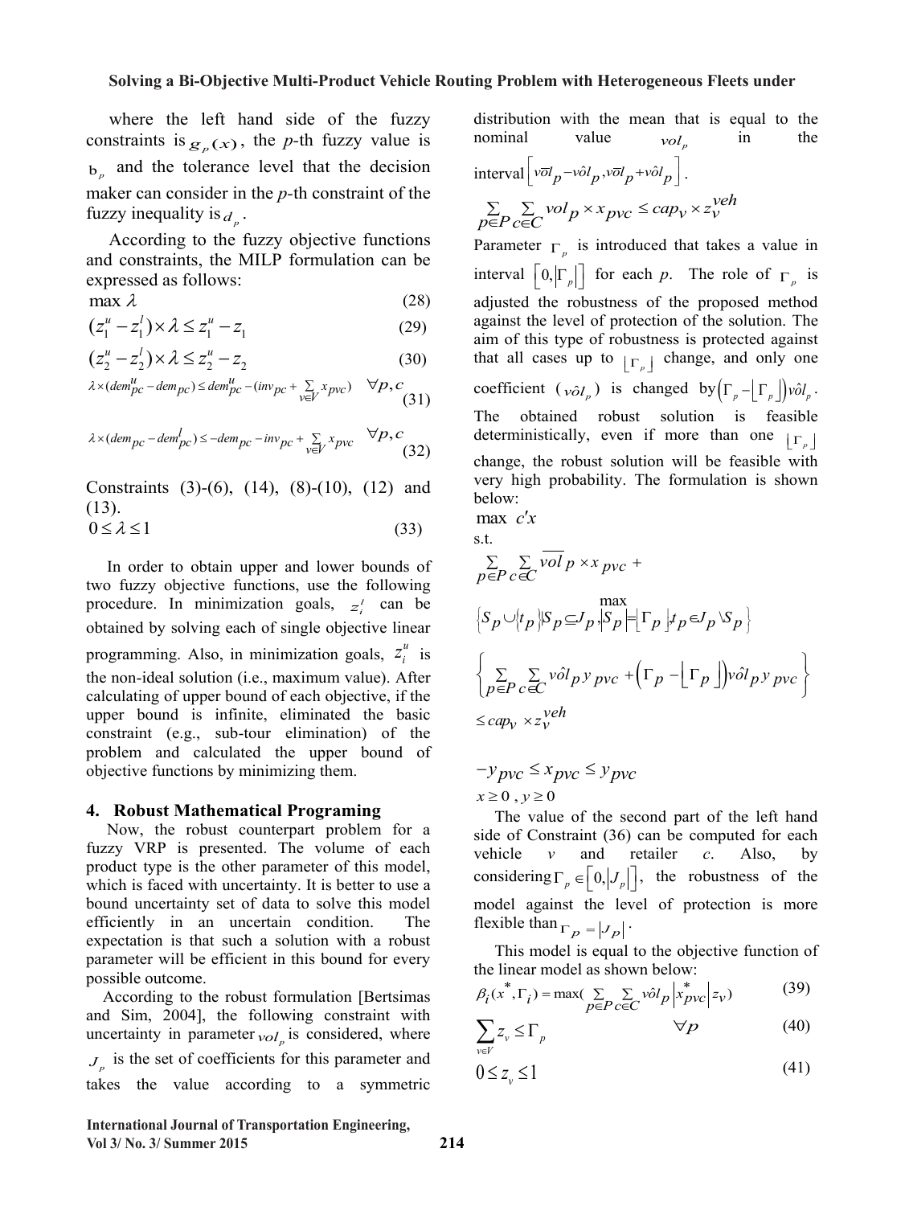where the left hand side of the fuzzy constraints is $g_p(x)$, the $p$-th fuzzy value is $b_p$ and the tolerance level that the decision maker can consider in the $p$-th constraint of the fuzzy inequality is $d_p$.

According to the fuzzy objective functions and constraints, the MILP formulation can be expressed as follows:

$$\max \lambda \tag{28}$$

$$(z_1^u - z_1^l) \times \lambda \le z_1^u - z_1 \tag{29}$$

$$(z_2^u - z_2^l) \times \lambda \le z_2^u - z_2 \tag{30}$$

$$\lambda \times (dem_{pc}^u - dem_{pc}) \le dem_{pc}^u - (inv_{pc} + \sum_{v \in V} x_{pvc}) \quad \forall p, c \tag{31}$$

$$\lambda \times (dem_{pc} - dem_{pc}^l) \le -dem_{pc} - inv_{pc} + \sum_{v \in V} x_{pvc} \quad \forall p, c \tag{32}$$

Constraints (3)-(6), (14), (8)-(10), (12) and (13).

$$0 \le \lambda \le 1 \tag{33}$$

In order to obtain upper and lower bounds of two fuzzy objective functions, use the following procedure. In minimization goals, $z_i^l$ can be obtained by solving each of single objective linear programming. Also, in minimization goals, $z_i^u$ is the non-ideal solution (i.e., maximum value). After calculating of upper bound of each objective, if the upper bound is infinite, eliminated the basic constraint (e.g., sub-tour elimination) of the problem and calculated the upper bound of objective functions by minimizing them.

## 4. Robust Mathematical Programing

Now, the robust counterpart problem for a fuzzy VRP is presented. The volume of each product type is the other parameter of this model, which is faced with uncertainty. It is better to use a bound uncertainty set of data to solve this model efficiently in an uncertain condition. The expectation is that such a solution with a robust parameter will be efficient in this bound for every possible outcome.

According to the robust formulation [Bertsimas and Sim, 2004], the following constraint with uncertainty in parameter $vol_p$ is considered, where $J_p$ is the set of coefficients for this parameter and takes the value according to a symmetric distribution with the mean that is equal to the nominal value $vol_p$ in the interval $\left[ v\bar{o}l_p - v\hat{o}l_p , v\bar{o}l_p + v\hat{o}l_p \right]$.

$$\sum_{p \in P} \sum_{c \in C} vol_p \times x_{pvc} \le cap_v \times z_v^{veh}$$

Parameter $\Gamma_p$ is introduced that takes a value in interval $\left[0, \left|\Gamma_p\right|\right]$ for each $p$. The role of $\Gamma_p$ is adjusted the robustness of the proposed method against the level of protection of the solution. The aim of this type of robustness is protected against that all cases up to $\lfloor \Gamma_p \rfloor$ change, and only one coefficient ($v\hat{o}l_p$) is changed by $\left(\Gamma_p - \lfloor \Gamma_p \rfloor\right) v\hat{o}l_p$. The obtained robust solution is feasible deterministically, even if more than one $\lfloor \Gamma_p \rfloor$ change, the robust solution will be feasible with very high probability. The formulation is shown below:

$$\max \ c'x$$

s.t.

$$\sum_{p \in P} \sum_{c \in C} \overline{vol}_p \times x_{pvc} + \max_{\left\{ S_p \cup \{t_p\} \middle| S_p \subseteq J_p, |S_p| = \lfloor \Gamma_p \rfloor, t_p \in J_p \setminus S_p \right\}} \left\{ \sum_{p \in P} \sum_{c \in C} v\hat{o}l_p \, y_{pvc} + \left(\Gamma_p - \lfloor \Gamma_p \rfloor\right) v\hat{o}l_p \, y_{pvc} \right\} \le cap_v \times z_v^{veh}$$

$$-y_{pvc} \le x_{pvc} \le y_{pvc}$$

$$x \ge 0, \ y \ge 0$$

The value of the second part of the left hand side of Constraint (36) can be computed for each vehicle $v$ and retailer $c$. Also, by considering $\Gamma_p \in \left[0, \left|J_p\right|\right]$, the robustness of the model against the level of protection is more flexible than $\Gamma_p = \left|J_p\right|$.

This model is equal to the objective function of the linear model as shown below:

$$\beta_i(x^*, \Gamma_i) = \max\left( \sum_{p \in P} \sum_{c \in C} v\hat{o}l_p \left| x_{pvc}^* \right| z_v \right) \tag{39}$$

$$\sum_{v \in V} z_v \le \Gamma_p \qquad \forall p \tag{40}$$

$$0 \le z_v \le 1 \tag{41}$$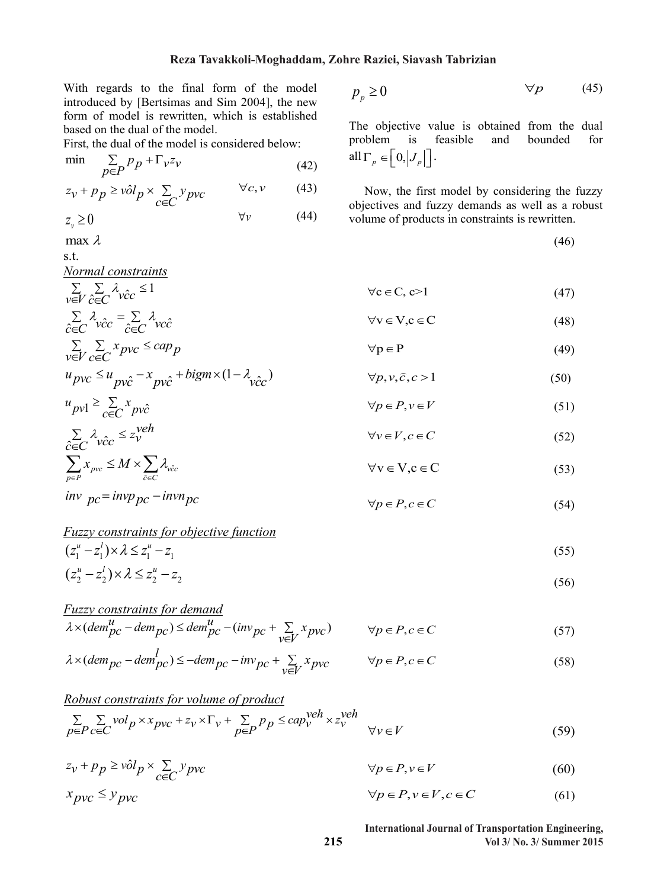With regards to the final form of the model introduced by [Bertsimas and Sim 2004], the new form of model is rewritten, which is established based on the dual of the model.

First, the dual of the model is considered below:

$$\min \sum_{p \in P} p_p + \Gamma_v z_v \tag{42}$$

$$z_v + p_p \geq \hat{vol}_p \times \sum_{c \in C} y_{pvc} \qquad \forall c, v \tag{43}$$

$$z_v \geq 0 \qquad \forall v \tag{44}$$

$$p_p \geq 0 \qquad \forall p \tag{45}$$

The objective value is obtained from the dual problem is feasible and bounded for all $\Gamma_p \in \left[0, \left|J_p\right|\right]$.

Now, the first model by considering the fuzzy objectives and fuzzy demands as well as a robust volume of products in constraints is rewritten.

$$\max \lambda \tag{46}$$

s.t.

*Normal constraints*

$$\sum_{v \in V} \sum_{\hat{c} \in C} \lambda_{v\hat{c}c} \leq 1 \qquad \forall c \in C,\ c>1 \tag{47}$$

$$\sum_{\hat{c} \in C} \lambda_{v\hat{c}c} = \sum_{\hat{c} \in C} \lambda_{vc\hat{c}} \qquad \forall v \in V, c \in C \tag{48}$$

$$\sum_{v \in V} \sum_{c \in C} x_{pvc} \leq cap_p \qquad \forall p \in P \tag{49}$$

$$u_{pvc} \leq u_{pv\hat{c}} - x_{pv\hat{c}} + bigm \times (1 - \lambda_{v\hat{c}c}) \qquad \forall p, v, \hat{c}, c > 1 \tag{50}$$

$$u_{pv1} \geq \sum_{c \in C} x_{pv\hat{c}} \qquad \forall p \in P, v \in V \tag{51}$$

$$\sum_{\hat{c} \in C} \lambda_{v\hat{c}c} \leq z_v^{veh} \qquad \forall v \in V, c \in C \tag{52}$$

$$\sum_{p \in P} x_{pvc} \leq M \times \sum_{\hat{c} \in C} \lambda_{v\hat{c}c} \qquad \forall v \in V, c \in C \tag{53}$$

$$inv_{pc} = invp_{pc} - invn_{pc} \qquad \forall p \in P, c \in C \tag{54}$$

*Fuzzy constraints for objective function*

$$(z_1^u - z_1^l) \times \lambda \leq z_1^u - z_1 \tag{55}$$

$$(z_2^u - z_2^l) \times \lambda \leq z_2^u - z_2 \tag{56}$$

*Fuzzy constraints for demand*

$$\lambda \times (dem_{pc}^u - dem_{pc}) \leq dem_{pc}^u - (inv_{pc} + \sum_{v \in V} x_{pvc}) \qquad \forall p \in P, c \in C \tag{57}$$

$$\lambda \times (dem_{pc} - dem_{pc}^l) \leq -dem_{pc} - inv_{pc} + \sum_{v \in V} x_{pvc} \qquad \forall p \in P, c \in C \tag{58}$$

*Robust constraints for volume of product*

$$\sum_{p \in P} \sum_{c \in C} vol_p \times x_{pvc} + z_v \times \Gamma_v + \sum_{p \in P} p_p \leq cap_v^{veh} \times z_v^{veh} \qquad \forall v \in V \tag{59}$$

$$z_v + p_p \geq \hat{vol}_p \times \sum_{c \in C} y_{pvc} \qquad \forall p \in P, v \in V \tag{60}$$

$$x_{pvc} \leq y_{pvc} \qquad \forall p \in P, v \in V, c \in C \tag{61}$$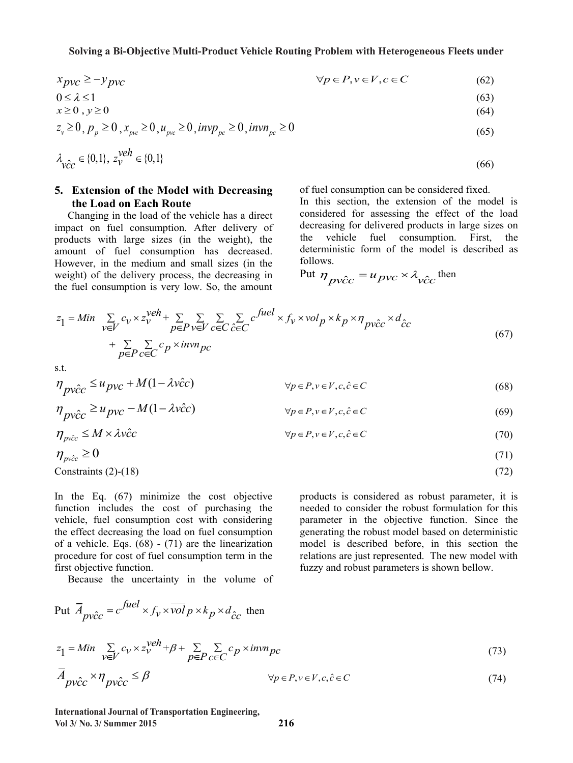$$x_{pvc} \geq -y_{pvc} \qquad \forall p \in P, v \in V, c \in C \tag{62}$$

$$0 \leq \lambda \leq 1 \tag{63}$$

$$x \geq 0 \; , \; y \geq 0 \tag{64}$$

$$z_v \geq 0 \, , \, p_p \geq 0 \, , x_{pvc} \geq 0 \, , u_{pvc} \geq 0 \, , invp_{pc} \geq 0 \, , invn_{pc} \geq 0 \tag{65}$$

$$\lambda_{v c \hat{c}} \in \{0,1\}, \; z_v^{veh} \in \{0,1\} \tag{66}$$

## 5. Extension of the Model with Decreasing the Load on Each Route

Changing in the load of the vehicle has a direct impact on fuel consumption. After delivery of products with large sizes (in the weight), the amount of fuel consumption has decreased. However, in the medium and small sizes (in the weight) of the delivery process, the decreasing in the fuel consumption is very low. So, the amount of fuel consumption can be considered fixed.

In this section, the extension of the model is considered for assessing the effect of the load decreasing for delivered products in large sizes on the vehicle fuel consumption. First, the deterministic form of the model is described as follows.

Put $\eta_{pvc\hat{c}} = u_{pvc} \times \lambda_{vc\hat{c}}$ then

$$z_1 = Min \; \sum_{v \in V} c_v \times z_v^{veh} + \sum_{p \in P} \sum_{v \in V} \sum_{c \in C} \sum_{\hat{c} \in C} c^{fuel} \times f_v \times vol_p \times k_p \times \eta_{pvc\hat{c}} \times d_{\hat{c}c} + \sum_{p \in P} \sum_{c \in C} c_p \times invn_{pc} \tag{67}$$

s.t.

$$\eta_{pvc\hat{c}} \leq u_{pvc} + M(1 - \lambda v c \hat{c}) \qquad \forall p \in P, v \in V, c, \hat{c} \in C \tag{68}$$

$$\eta_{pvc\hat{c}} \geq u_{pvc} - M(1 - \lambda v c \hat{c}) \qquad \forall p \in P, v \in V, c, \hat{c} \in C \tag{69}$$

$$\eta_{pvc\hat{c}} \leq M \times \lambda v c \hat{c} \qquad \forall p \in P, v \in V, c, \hat{c} \in C \tag{70}$$

$$\eta_{pvc\hat{c}} \geq 0 \tag{71}$$

Constraints (2)-(18) (72)

In the Eq. (67) minimize the cost objective function includes the cost of purchasing the vehicle, fuel consumption cost with considering the effect decreasing the load on fuel consumption of a vehicle. Eqs. (68) - (71) are the linearization procedure for cost of fuel consumption term in the first objective function.

Because the uncertainty in the volume of products is considered as robust parameter, it is needed to consider the robust formulation for this parameter in the objective function. Since the generating the robust model based on deterministic model is described before, in this section the relations are just represented. The new model with fuzzy and robust parameters is shown bellow.

Put $\overline{A}_{pvc\hat{c}} = c^{fuel} \times f_v \times \overline{vol}\, p \times k_p \times d_{\hat{c}c}$ then

$$z_1 = Min \; \sum_{v \in V} c_v \times z_v^{veh} + \beta + \sum_{p \in P} \sum_{c \in C} c_p \times invn_{pc} \tag{73}$$

$$\overline{A}_{pvc\hat{c}} \times \eta_{pvc\hat{c}} \leq \beta \qquad \forall p \in P, v \in V, c, \hat{c} \in C \tag{74}$$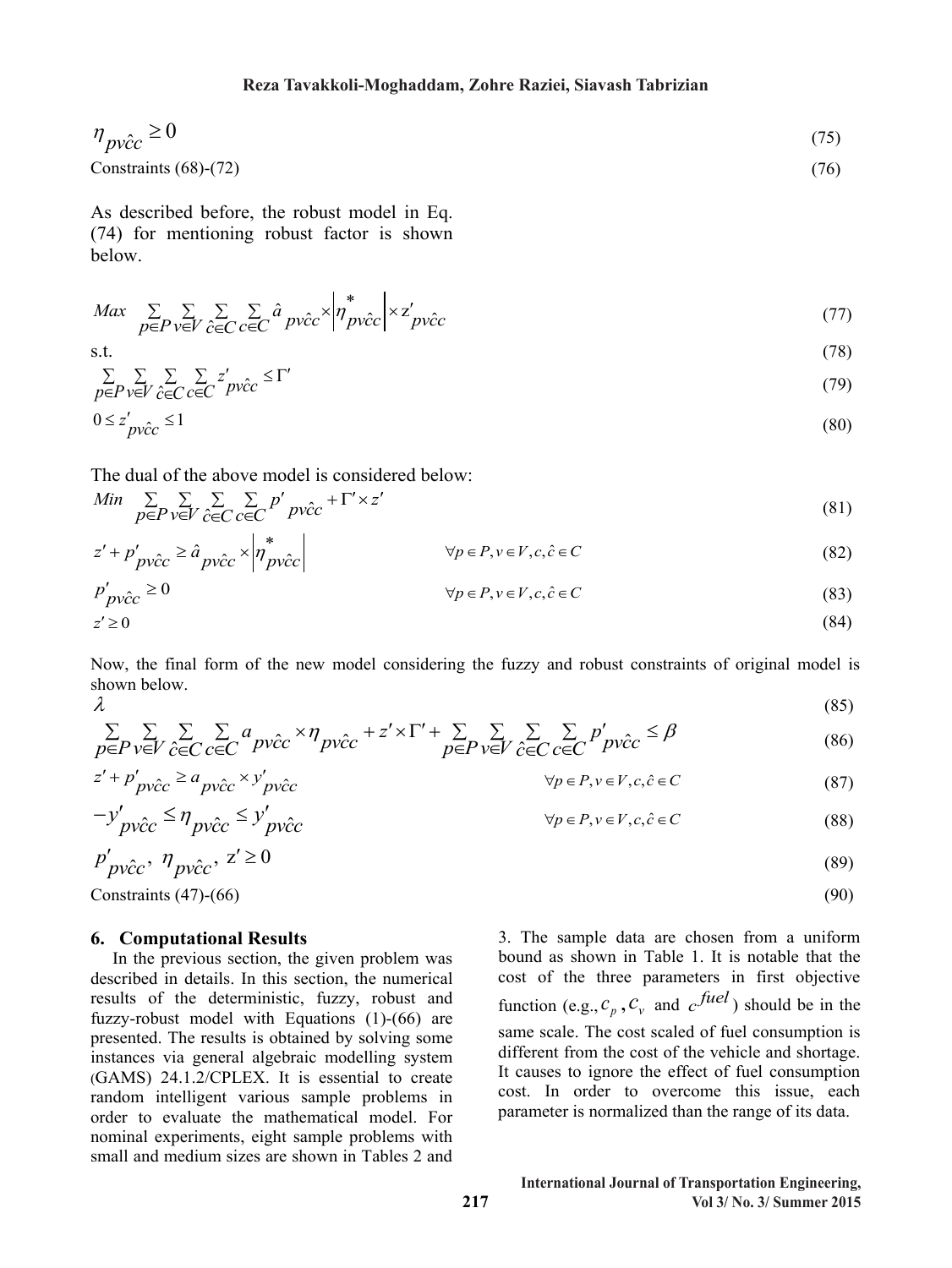$$\eta_{pv\hat{c}c} \geq 0 \tag{75}$$

Constraints (68)-(72) (76)

As described before, the robust model in Eq. (74) for mentioning robust factor is shown below.

$$Max \sum_{p\in P}\sum_{v\in V}\sum_{\hat{c}\in C}\sum_{c\in C}\hat{a}_{pv\hat{c}c}\times\left|\eta^{*}_{pv\hat{c}c}\right|\times z'_{pv\hat{c}c} \tag{77}$$

s.t. (78)

$$\sum_{p\in P}\sum_{v\in V}\sum_{\hat{c}\in C}\sum_{c\in C} z'_{pv\hat{c}c} \leq \Gamma' \tag{79}$$

$$0 \leq z'_{pv\hat{c}c} \leq 1 \tag{80}$$

The dual of the above model is considered below:

$$Min \sum_{p\in P}\sum_{v\in V}\sum_{\hat{c}\in C}\sum_{c\in C} p'_{pv\hat{c}c} + \Gamma' \times z' \tag{81}$$

$$z' + p'_{pv\hat{c}c} \geq \hat{a}_{pv\hat{c}c}\times\left|\eta^{*}_{pv\hat{c}c}\right| \qquad \forall p\in P, v\in V, c, \hat{c}\in C \tag{82}$$

$$p'_{pv\hat{c}c} \geq 0 \qquad \forall p\in P, v\in V, c, \hat{c}\in C \tag{83}$$

$$z' \geq 0 \tag{84}$$

Now, the final form of the new model considering the fuzzy and robust constraints of original model is shown below.

$$\lambda \tag{85}$$

$$\sum_{p\in P}\sum_{v\in V}\sum_{\hat{c}\in C}\sum_{c\in C} a_{pv\hat{c}c}\times\eta_{pv\hat{c}c} + z'\times\Gamma' + \sum_{p\in P}\sum_{v\in V}\sum_{\hat{c}\in C}\sum_{c\in C} p'_{pv\hat{c}c} \leq \beta \tag{86}$$

$$z' + p'_{pv\hat{c}c} \geq a_{pv\hat{c}c}\times y'_{pv\hat{c}c} \qquad \forall p\in P, v\in V, c, \hat{c}\in C \tag{87}$$

$$-y'_{pv\hat{c}c} \leq \eta_{pv\hat{c}c} \leq y'_{pv\hat{c}c} \qquad \forall p\in P, v\in V, c, \hat{c}\in C \tag{88}$$

$$p'_{pv\hat{c}c},\ \eta_{pv\hat{c}c},\ z' \geq 0 \tag{89}$$

Constraints (47)-(66) (90)

## 6. Computational Results

In the previous section, the given problem was described in details. In this section, the numerical results of the deterministic, fuzzy, robust and fuzzy-robust model with Equations (1)-(66) are presented. The results is obtained by solving some instances via general algebraic modelling system (GAMS) 24.1.2/CPLEX. It is essential to create random intelligent various sample problems in order to evaluate the mathematical model. For nominal experiments, eight sample problems with small and medium sizes are shown in Tables 2 and 3. The sample data are chosen from a uniform bound as shown in Table 1. It is notable that the cost of the three parameters in first objective function (e.g., $c_p$, $c_v$ and $c^{fuel}$) should be in the same scale. The cost scaled of fuel consumption is different from the cost of the vehicle and shortage. It causes to ignore the effect of fuel consumption cost. In order to overcome this issue, each parameter is normalized than the range of its data.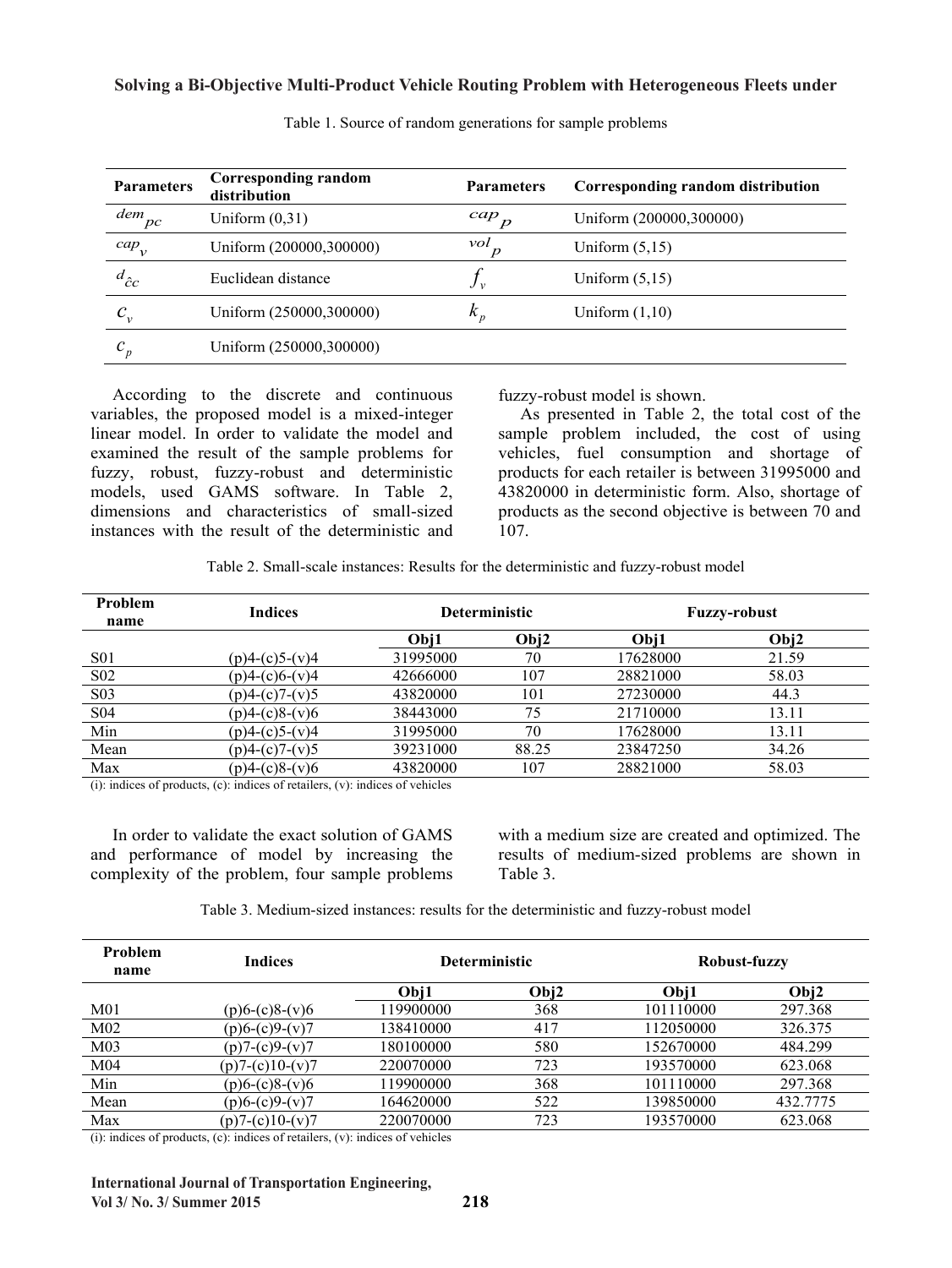Table 1. Source of random generations for sample problems

| Parameters | Corresponding random distribution | Parameters | Corresponding random distribution |
|---|---|---|---|
| $dem_{pc}$ | Uniform (0,31) | $cap_p$ | Uniform (200000,300000) |
| $cap_v$ | Uniform (200000,300000) | $vol_p$ | Uniform (5,15) |
| $d_{\hat{c}c}$ | Euclidean distance | $f_v$ | Uniform (5,15) |
| $c_v$ | Uniform (250000,300000) | $k_p$ | Uniform (1,10) |
| $c_p$ | Uniform (250000,300000) | | |

According to the discrete and continuous variables, the proposed model is a mixed-integer linear model. In order to validate the model and examined the result of the sample problems for fuzzy, robust, fuzzy-robust and deterministic models, used GAMS software. In Table 2, dimensions and characteristics of small-sized instances with the result of the deterministic and fuzzy-robust model is shown.

As presented in Table 2, the total cost of the sample problem included, the cost of using vehicles, fuel consumption and shortage of products for each retailer is between 31995000 and 43820000 in deterministic form. Also, shortage of products as the second objective is between 70 and 107.

Table 2. Small-scale instances: Results for the deterministic and fuzzy-robust model

| Problem name | Indices | Deterministic | | Fuzzy-robust | |
|---|---|---|---|---|---|
| | | Obj1 | Obj2 | Obj1 | Obj2 |
| S01 | (p)4-(c)5-(v)4 | 31995000 | 70 | 17628000 | 21.59 |
| S02 | (p)4-(c)6-(v)4 | 42666000 | 107 | 28821000 | 58.03 |
| S03 | (p)4-(c)7-(v)5 | 43820000 | 101 | 27230000 | 44.3 |
| S04 | (p)4-(c)8-(v)6 | 38443000 | 75 | 21710000 | 13.11 |
| Min | (p)4-(c)5-(v)4 | 31995000 | 70 | 17628000 | 13.11 |
| Mean | (p)4-(c)7-(v)5 | 39231000 | 88.25 | 23847250 | 34.26 |
| Max | (p)4-(c)8-(v)6 | 43820000 | 107 | 28821000 | 58.03 |

(i): indices of products, (c): indices of retailers, (v): indices of vehicles

In order to validate the exact solution of GAMS and performance of model by increasing the complexity of the problem, four sample problems with a medium size are created and optimized. The results of medium-sized problems are shown in Table 3.

Table 3. Medium-sized instances: results for the deterministic and fuzzy-robust model

| Problem name | Indices | Deterministic | | Robust-fuzzy | |
|---|---|---|---|---|---|
| | | Obj1 | Obj2 | Obj1 | Obj2 |
| M01 | (p)6-(c)8-(v)6 | 119900000 | 368 | 101110000 | 297.368 |
| M02 | (p)6-(c)9-(v)7 | 138410000 | 417 | 112050000 | 326.375 |
| M03 | (p)7-(c)9-(v)7 | 180100000 | 580 | 152670000 | 484.299 |
| M04 | (p)7-(c)10-(v)7 | 220070000 | 723 | 193570000 | 623.068 |
| Min | (p)6-(c)8-(v)6 | 119900000 | 368 | 101110000 | 297.368 |
| Mean | (p)6-(c)9-(v)7 | 164620000 | 522 | 139850000 | 432.7775 |
| Max | (p)7-(c)10-(v)7 | 220070000 | 723 | 193570000 | 623.068 |

(i): indices of products, (c): indices of retailers, (v): indices of vehicles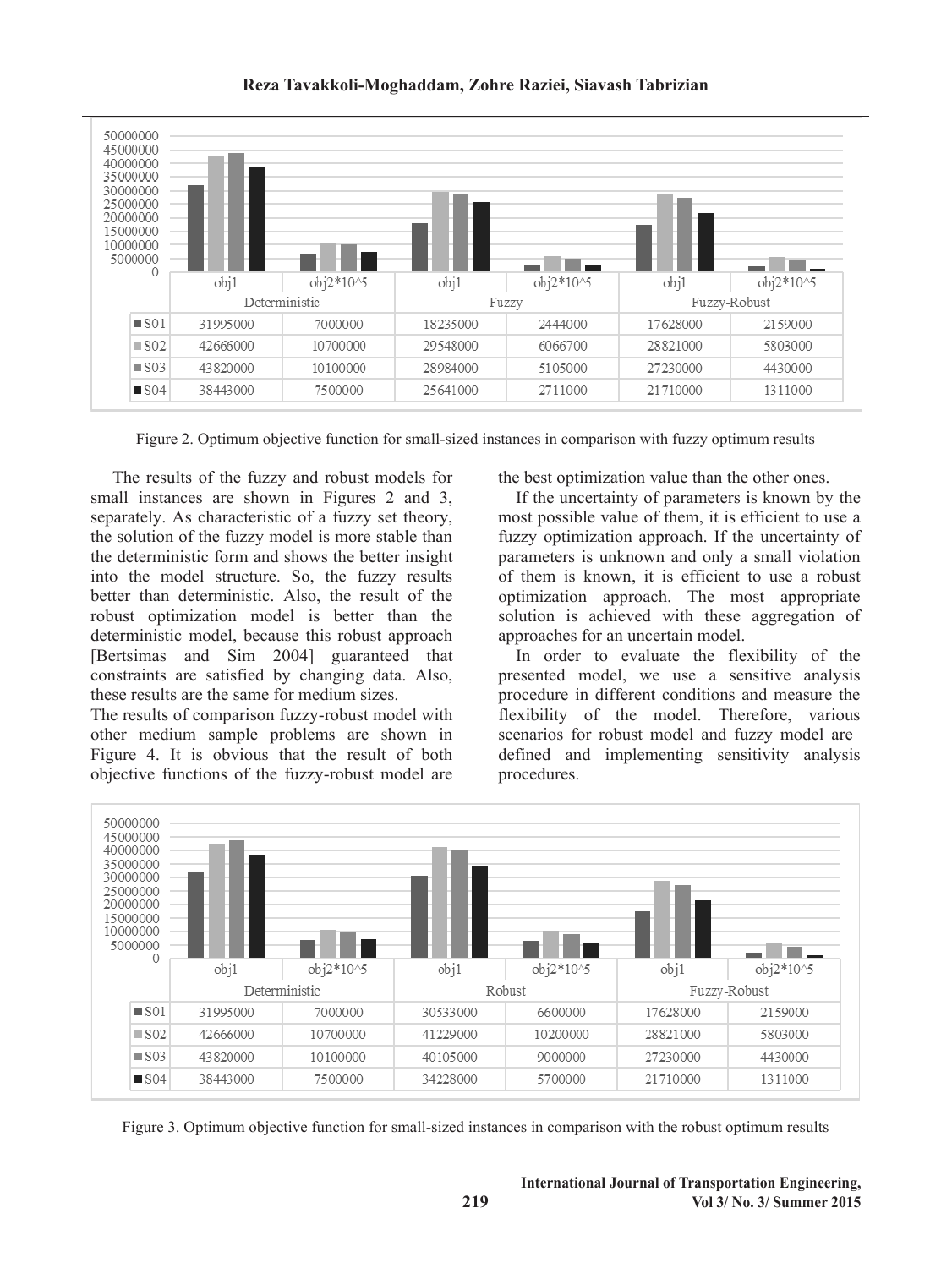| | Deterministic | | Fuzzy | | Fuzzy-Robust | |
|---|---|---|---|---|---|---|
| | obj1 | obj2*10^5 | obj1 | obj2*10^5 | obj1 | obj2*10^5 |
| S01 | 31995000 | 7000000 | 18235000 | 2444000 | 17628000 | 2159000 |
| S02 | 42666000 | 10700000 | 29548000 | 6066700 | 28821000 | 5803000 |
| S03 | 43820000 | 10100000 | 28984000 | 5105000 | 27230000 | 4430000 |
| S04 | 38443000 | 7500000 | 25641000 | 2711000 | 21710000 | 1311000 |

Figure 2. Optimum objective function for small-sized instances in comparison with fuzzy optimum results

The results of the fuzzy and robust models for small instances are shown in Figures 2 and 3, separately. As characteristic of a fuzzy set theory, the solution of the fuzzy model is more stable than the deterministic form and shows the better insight into the model structure. So, the fuzzy results better than deterministic. Also, the result of the robust optimization model is better than the deterministic model, because this robust approach [Bertsimas and Sim 2004] guaranteed that constraints are satisfied by changing data. Also, these results are the same for medium sizes.

The results of comparison fuzzy-robust model with other medium sample problems are shown in Figure 4. It is obvious that the result of both objective functions of the fuzzy-robust model are the best optimization value than the other ones.

If the uncertainty of parameters is known by the most possible value of them, it is efficient to use a fuzzy optimization approach. If the uncertainty of parameters is unknown and only a small violation of them is known, it is efficient to use a robust optimization approach. The most appropriate solution is achieved with these aggregation of approaches for an uncertain model.

In order to evaluate the flexibility of the presented model, we use a sensitive analysis procedure in different conditions and measure the flexibility of the model. Therefore, various scenarios for robust model and fuzzy model are defined and implementing sensitivity analysis procedures.

| | Deterministic | | Robust | | Fuzzy-Robust | |
|---|---|---|---|---|---|---|
| | obj1 | obj2*10^5 | obj1 | obj2*10^5 | obj1 | obj2*10^5 |
| S01 | 31995000 | 7000000 | 30533000 | 6600000 | 17628000 | 2159000 |
| S02 | 42666000 | 10700000 | 41229000 | 10200000 | 28821000 | 5803000 |
| S03 | 43820000 | 10100000 | 40105000 | 9000000 | 27230000 | 4430000 |
| S04 | 38443000 | 7500000 | 34228000 | 5700000 | 21710000 | 1311000 |

Figure 3. Optimum objective function for small-sized instances in comparison with the robust optimum results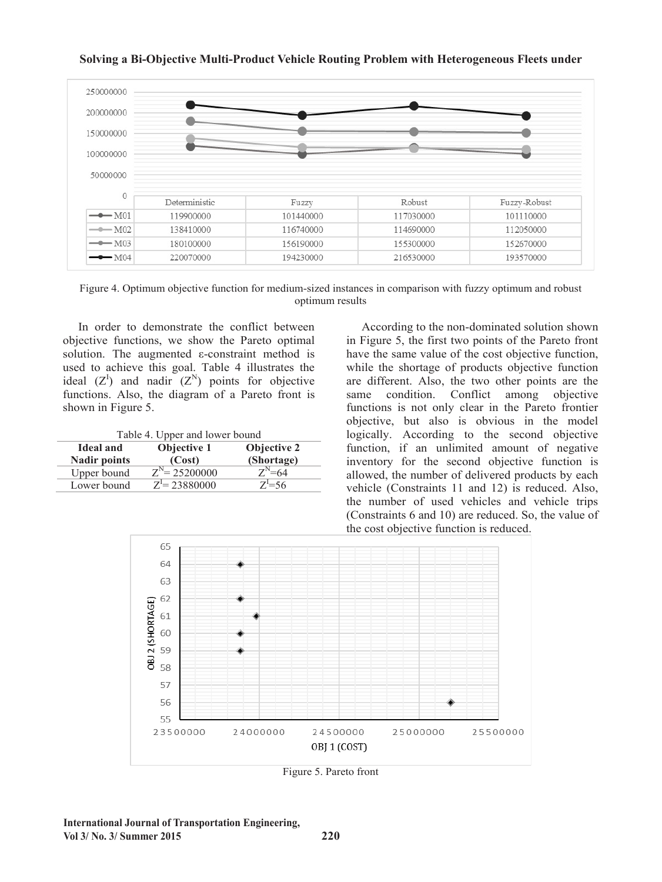| | Deterministic | Fuzzy | Robust | Fuzzy-Robust |
|---|---|---|---|---|
| M01 | 119900000 | 101440000 | 117030000 | 101110000 |
| M02 | 138410000 | 116740000 | 114690000 | 112050000 |
| M03 | 180100000 | 156190000 | 155300000 | 152670000 |
| M04 | 220070000 | 194230000 | 216530000 | 193570000 |

Figure 4. Optimum objective function for medium-sized instances in comparison with fuzzy optimum and robust optimum results

In order to demonstrate the conflict between objective functions, we show the Pareto optimal solution. The augmented ε-constraint method is used to achieve this goal. Table 4 illustrates the ideal ($Z^I$) and nadir ($Z^N$) points for objective functions. Also, the diagram of a Pareto front is shown in Figure 5.

Table 4. Upper and lower bound

| Ideal and Nadir points | Objective 1 (Cost) | Objective 2 (Shortage) |
|---|---|---|
| Upper bound | $Z^N$= 25200000 | $Z^N$=64 |
| Lower bound | $Z^I$= 23880000 | $Z^I$=56 |

According to the non-dominated solution shown in Figure 5, the first two points of the Pareto front have the same value of the cost objective function, while the shortage of products objective function are different. Also, the two other points are the same condition. Conflict among objective functions is not only clear in the Pareto frontier objective, but also is obvious in the model logically. According to the second objective function, if an unlimited amount of negative inventory for the second objective function is allowed, the number of delivered products by each vehicle (Constraints 11 and 12) is reduced. Also, the number of used vehicles and vehicle trips (Constraints 6 and 10) are reduced. So, the value of the cost objective function is reduced.

Figure 5. Pareto front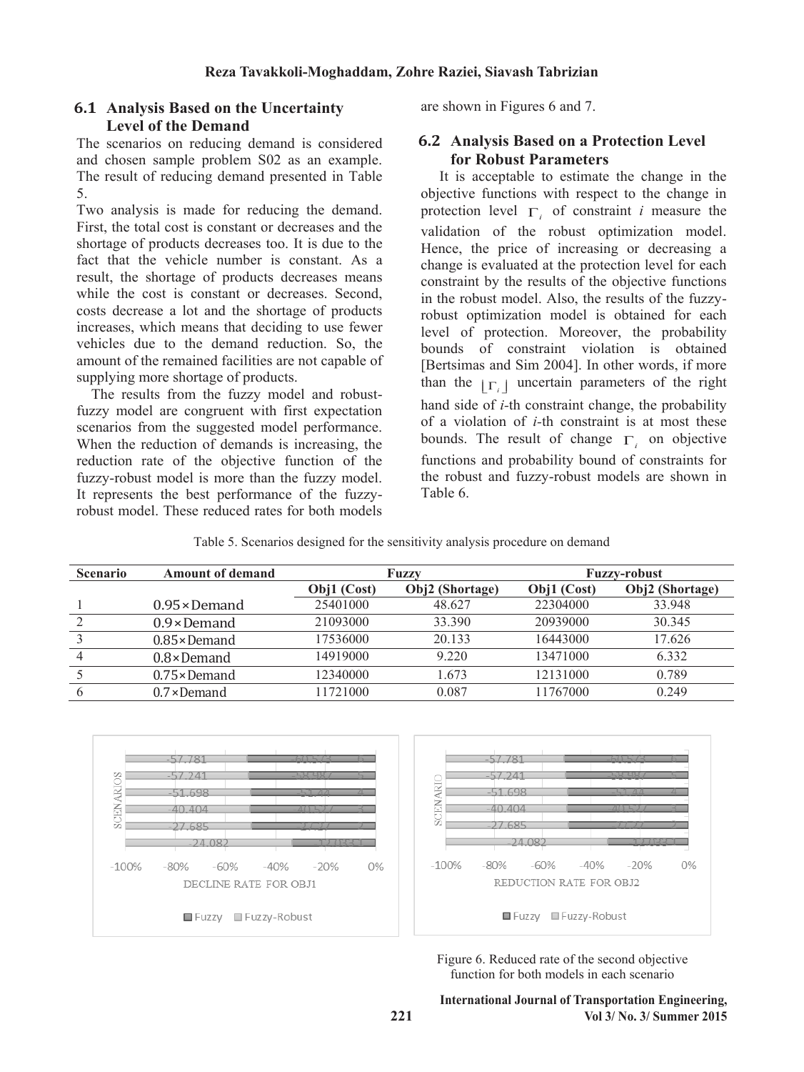### 6.1 Analysis Based on the Uncertainty Level of the Demand

The scenarios on reducing demand is considered and chosen sample problem S02 as an example. The result of reducing demand presented in Table 5.

Two analysis is made for reducing the demand. First, the total cost is constant or decreases and the shortage of products decreases too. It is due to the fact that the vehicle number is constant. As a result, the shortage of products decreases means while the cost is constant or decreases. Second, costs decrease a lot and the shortage of products increases, which means that deciding to use fewer vehicles due to the demand reduction. So, the amount of the remained facilities are not capable of supplying more shortage of products.

The results from the fuzzy model and robust-fuzzy model are congruent with first expectation scenarios from the suggested model performance. When the reduction of demands is increasing, the reduction rate of the objective function of the fuzzy-robust model is more than the fuzzy model. It represents the best performance of the fuzzy-robust model. These reduced rates for both models are shown in Figures 6 and 7.

### 6.2 Analysis Based on a Protection Level for Robust Parameters

It is acceptable to estimate the change in the objective functions with respect to the change in protection level $\Gamma_i$ of constraint $i$ measure the validation of the robust optimization model. Hence, the price of increasing or decreasing a change is evaluated at the protection level for each constraint by the results of the objective functions in the robust model. Also, the results of the fuzzy-robust optimization model is obtained for each level of protection. Moreover, the probability bounds of constraint violation is obtained [Bertsimas and Sim 2004]. In other words, if more than the $\lfloor \Gamma_i \rfloor$ uncertain parameters of the right hand side of $i$-th constraint change, the probability of a violation of $i$-th constraint is at most these bounds. The result of change $\Gamma_i$ on objective functions and probability bound of constraints for the robust and fuzzy-robust models are shown in Table 6.

Table 5. Scenarios designed for the sensitivity analysis procedure on demand

| Scenario | Amount of demand | Fuzzy | | Fuzzy-robust | |
|---|---|---|---|---|---|
| | | Obj1 (Cost) | Obj2 (Shortage) | Obj1 (Cost) | Obj2 (Shortage) |
| 1 | 0.95×Demand | 25401000 | 48.627 | 22304000 | 33.948 |
| 2 | 0.9×Demand | 21093000 | 33.390 | 20939000 | 30.345 |
| 3 | 0.85×Demand | 17536000 | 20.133 | 16443000 | 17.626 |
| 4 | 0.8×Demand | 14919000 | 9.220 | 13471000 | 6.332 |
| 5 | 0.75×Demand | 12340000 | 1.673 | 12131000 | 0.789 |
| 6 | 0.7×Demand | 11721000 | 0.087 | 11767000 | 0.249 |

Figure 6. Reduced rate of the second objective function for both models in each scenario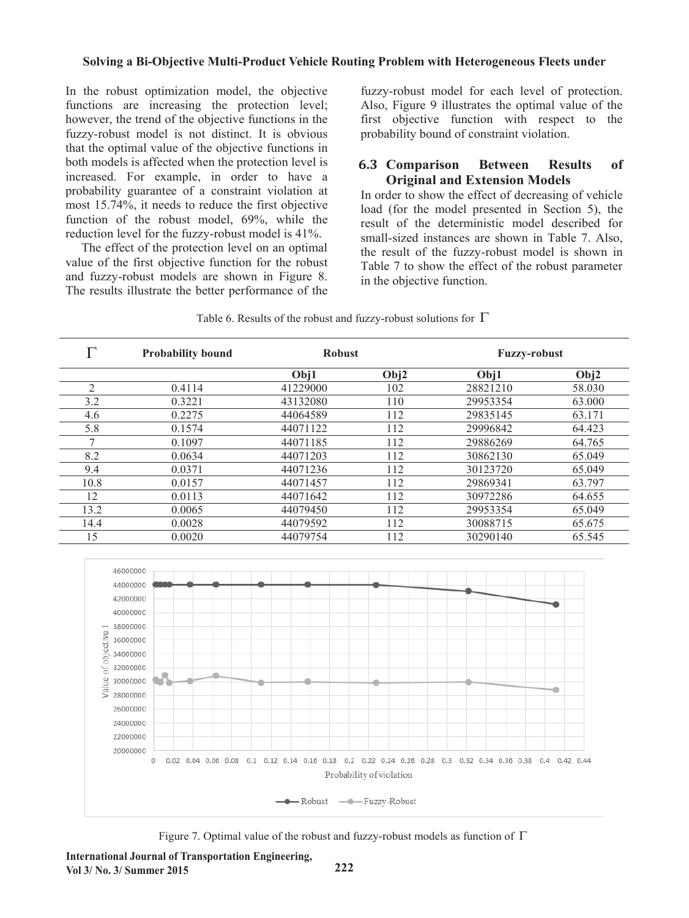In the robust optimization model, the objective functions are increasing the protection level; however, the trend of the objective functions in the fuzzy-robust model is not distinct. It is obvious that the optimal value of the objective functions in both models is affected when the protection level is increased. For example, in order to have a probability guarantee of a constraint violation at most 15.74%, it needs to reduce the first objective function of the robust model, 69%, while the reduction level for the fuzzy-robust model is 41%.

The effect of the protection level on an optimal value of the first objective function for the robust and fuzzy-robust models are shown in Figure 8. The results illustrate the better performance of the fuzzy-robust model for each level of protection. Also, Figure 9 illustrates the optimal value of the first objective function with respect to the probability bound of constraint violation.

### 6.3 Comparison Between Results of Original and Extension Models

In order to show the effect of decreasing of vehicle load (for the model presented in Section 5), the result of the deterministic model described for small-sized instances are shown in Table 7. Also, the result of the fuzzy-robust model is shown in Table 7 to show the effect of the robust parameter in the objective function.

Table 6. Results of the robust and fuzzy-robust solutions for $\Gamma$

| $\Gamma$ | Probability bound | Robust | | Fuzzy-robust | |
|---|---|---|---|---|---|
| | | Obj1 | Obj2 | Obj1 | Obj2 |
| 2 | 0.4114 | 41229000 | 102 | 28821210 | 58.030 |
| 3.2 | 0.3221 | 43132080 | 110 | 29953354 | 63.000 |
| 4.6 | 0.2275 | 44064589 | 112 | 29835145 | 63.171 |
| 5.8 | 0.1574 | 44071122 | 112 | 29996842 | 64.423 |
| 7 | 0.1097 | 44071185 | 112 | 29886269 | 64.765 |
| 8.2 | 0.0634 | 44071203 | 112 | 30862130 | 65.049 |
| 9.4 | 0.0371 | 44071236 | 112 | 30123720 | 65.049 |
| 10.8 | 0.0157 | 44071457 | 112 | 29869341 | 63.797 |
| 12 | 0.0113 | 44071642 | 112 | 30972286 | 64.655 |
| 13.2 | 0.0065 | 44079450 | 112 | 29953354 | 65.049 |
| 14.4 | 0.0028 | 44079592 | 112 | 30088715 | 65.675 |
| 15 | 0.0020 | 44079754 | 112 | 30290140 | 65.545 |

Figure 7. Optimal value of the robust and fuzzy-robust models as function of $\Gamma$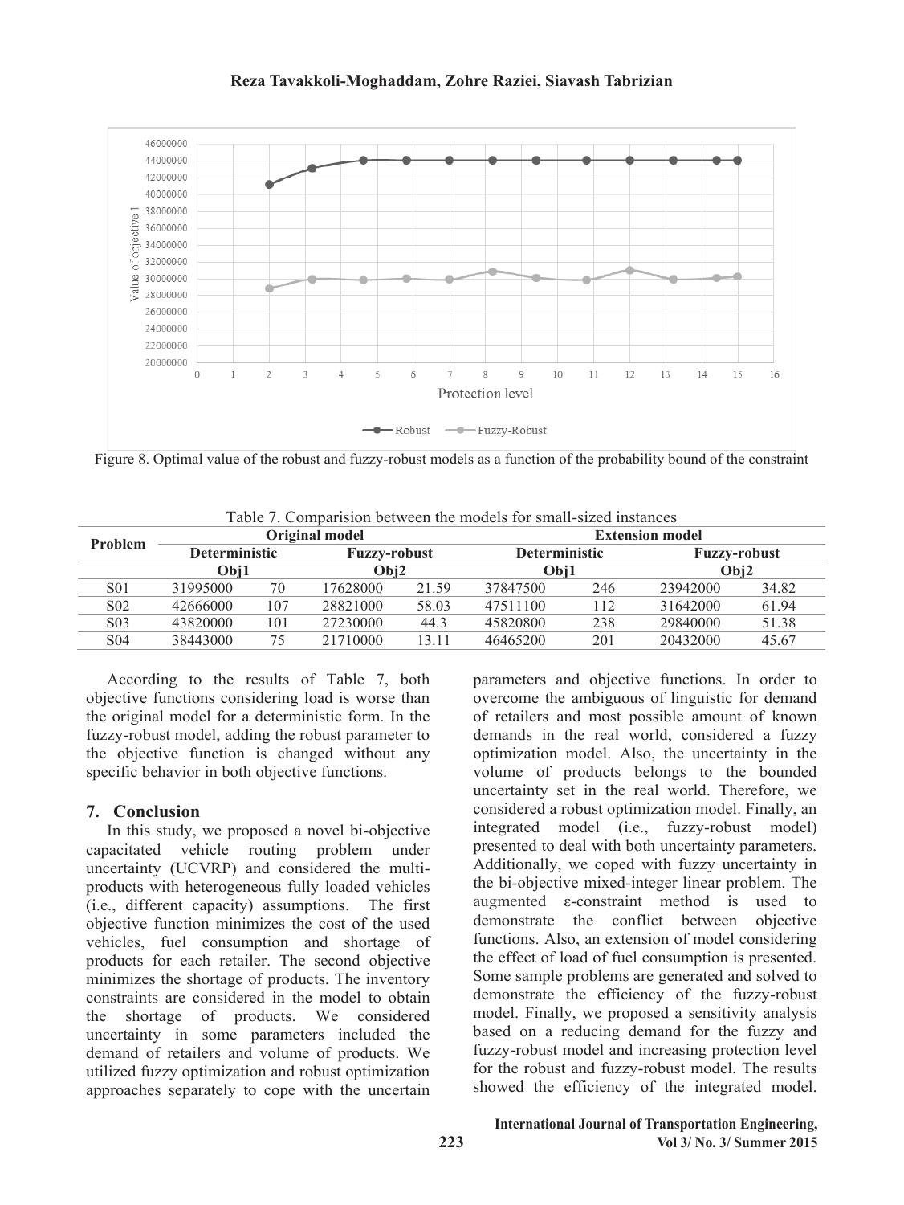Figure 8. Optimal value of the robust and fuzzy-robust models as a function of the probability bound of the constraint

Table 7. Comparision between the models for small-sized instances

| Problem | Original model | | | | Extension model | | | |
|---|---|---|---|---|---|---|---|---|
| | Deterministic | | Fuzzy-robust | | Deterministic | | Fuzzy-robust | |
| | Obj1 | | Obj2 | | Obj1 | | Obj2 | |
| S01 | 31995000 | 70 | 17628000 | 21.59 | 37847500 | 246 | 23942000 | 34.82 |
| S02 | 42666000 | 107 | 28821000 | 58.03 | 47511100 | 112 | 31642000 | 61.94 |
| S03 | 43820000 | 101 | 27230000 | 44.3 | 45820800 | 238 | 29840000 | 51.38 |
| S04 | 38443000 | 75 | 21710000 | 13.11 | 46465200 | 201 | 20432000 | 45.67 |

According to the results of Table 7, both objective functions considering load is worse than the original model for a deterministic form. In the fuzzy-robust model, adding the robust parameter to the objective function is changed without any specific behavior in both objective functions.

## 7. Conclusion

In this study, we proposed a novel bi-objective capacitated vehicle routing problem under uncertainty (UCVRP) and considered the multi-products with heterogeneous fully loaded vehicles (i.e., different capacity) assumptions. The first objective function minimizes the cost of the used vehicles, fuel consumption and shortage of products for each retailer. The second objective minimizes the shortage of products. The inventory constraints are considered in the model to obtain the shortage of products. We considered uncertainty in some parameters included the demand of retailers and volume of products. We utilized fuzzy optimization and robust optimization approaches separately to cope with the uncertain parameters and objective functions. In order to overcome the ambiguous of linguistic for demand of retailers and most possible amount of known demands in the real world, considered a fuzzy optimization model. Also, the uncertainty in the volume of products belongs to the bounded uncertainty set in the real world. Therefore, we considered a robust optimization model. Finally, an integrated model (i.e., fuzzy-robust model) presented to deal with both uncertainty parameters. Additionally, we coped with fuzzy uncertainty in the bi-objective mixed-integer linear problem. The augmented ε-constraint method is used to demonstrate the conflict between objective functions. Also, an extension of model considering the effect of load of fuel consumption is presented. Some sample problems are generated and solved to demonstrate the efficiency of the fuzzy-robust model. Finally, we proposed a sensitivity analysis based on a reducing demand for the fuzzy and fuzzy-robust model and increasing protection level for the robust and fuzzy-robust model. The results showed the efficiency of the integrated model.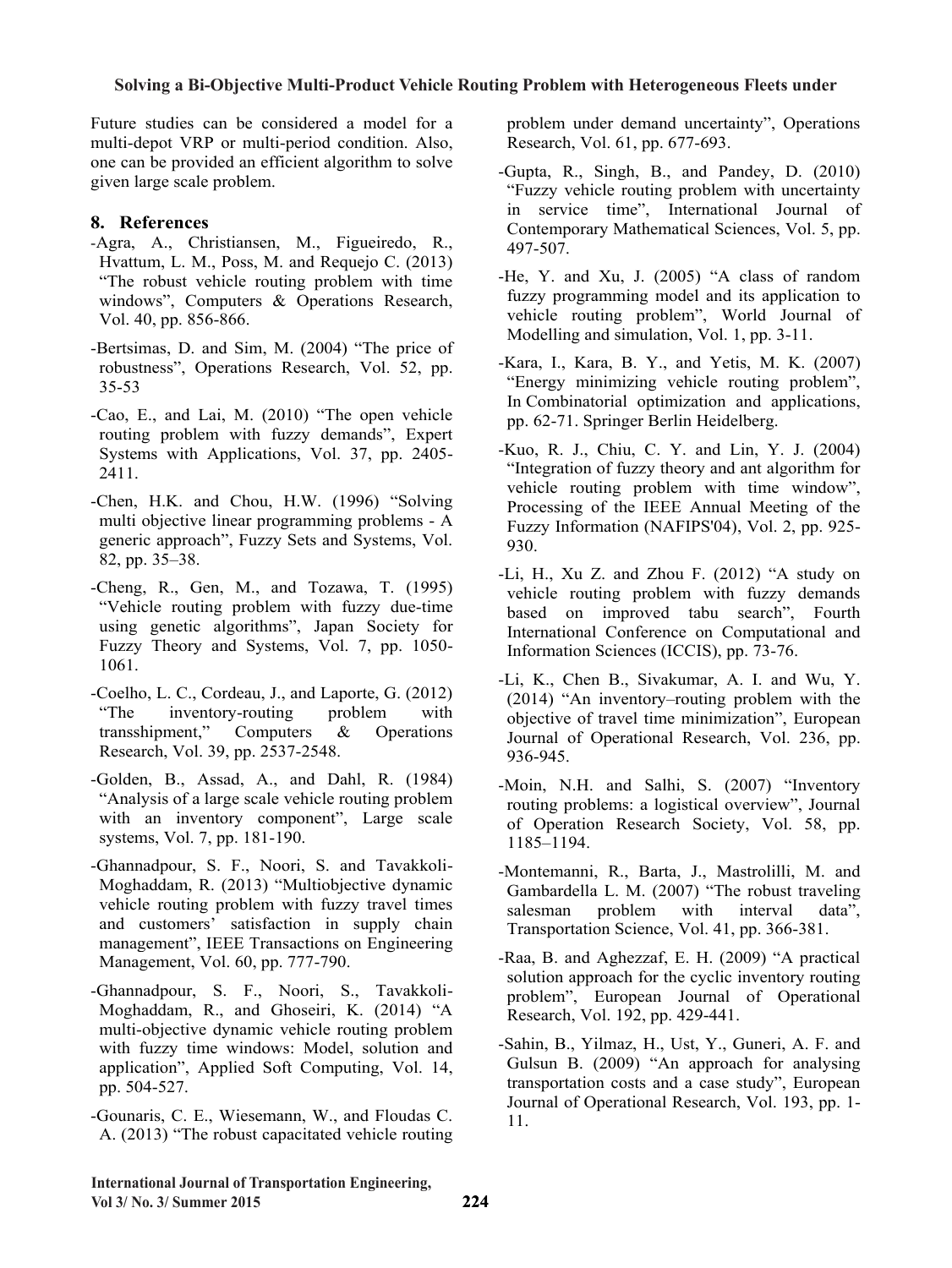Future studies can be considered a model for a multi-depot VRP or multi-period condition. Also, one can be provided an efficient algorithm to solve given large scale problem.

## 8. References

-Agra, A., Christiansen, M., Figueiredo, R., Hvattum, L. M., Poss, M. and Requejo C. (2013) "The robust vehicle routing problem with time windows", Computers & Operations Research, Vol. 40, pp. 856-866.

-Bertsimas, D. and Sim, M. (2004) "The price of robustness", Operations Research, Vol. 52, pp. 35-53

-Cao, E., and Lai, M. (2010) "The open vehicle routing problem with fuzzy demands", Expert Systems with Applications, Vol. 37, pp. 2405-2411.

-Chen, H.K. and Chou, H.W. (1996) "Solving multi objective linear programming problems - A generic approach", Fuzzy Sets and Systems, Vol. 82, pp. 35–38.

-Cheng, R., Gen, M., and Tozawa, T. (1995) "Vehicle routing problem with fuzzy due-time using genetic algorithms", Japan Society for Fuzzy Theory and Systems, Vol. 7, pp. 1050-1061.

-Coelho, L. C., Cordeau, J., and Laporte, G. (2012) "The inventory-routing problem with transshipment," Computers & Operations Research, Vol. 39, pp. 2537-2548.

-Golden, B., Assad, A., and Dahl, R. (1984) "Analysis of a large scale vehicle routing problem with an inventory component", Large scale systems, Vol. 7, pp. 181-190.

-Ghannadpour, S. F., Noori, S. and Tavakkoli-Moghaddam, R. (2013) "Multiobjective dynamic vehicle routing problem with fuzzy travel times and customers' satisfaction in supply chain management", IEEE Transactions on Engineering Management, Vol. 60, pp. 777-790.

-Ghannadpour, S. F., Noori, S., Tavakkoli-Moghaddam, R., and Ghoseiri, K. (2014) "A multi-objective dynamic vehicle routing problem with fuzzy time windows: Model, solution and application", Applied Soft Computing, Vol. 14, pp. 504-527.

-Gounaris, C. E., Wiesemann, W., and Floudas C. A. (2013) "The robust capacitated vehicle routing problem under demand uncertainty", Operations Research, Vol. 61, pp. 677-693.

-Gupta, R., Singh, B., and Pandey, D. (2010) "Fuzzy vehicle routing problem with uncertainty in service time", International Journal of Contemporary Mathematical Sciences, Vol. 5, pp. 497-507.

-He, Y. and Xu, J. (2005) "A class of random fuzzy programming model and its application to vehicle routing problem", World Journal of Modelling and simulation, Vol. 1, pp. 3-11.

-Kara, I., Kara, B. Y., and Yetis, M. K. (2007) "Energy minimizing vehicle routing problem", In Combinatorial optimization and applications, pp. 62-71. Springer Berlin Heidelberg.

-Kuo, R. J., Chiu, C. Y. and Lin, Y. J. (2004) "Integration of fuzzy theory and ant algorithm for vehicle routing problem with time window", Processing of the IEEE Annual Meeting of the Fuzzy Information (NAFIPS'04), Vol. 2, pp. 925-930.

-Li, H., Xu Z. and Zhou F. (2012) "A study on vehicle routing problem with fuzzy demands based on improved tabu search", Fourth International Conference on Computational and Information Sciences (ICCIS), pp. 73-76.

-Li, K., Chen B., Sivakumar, A. I. and Wu, Y. (2014) "An inventory–routing problem with the objective of travel time minimization", European Journal of Operational Research, Vol. 236, pp. 936-945.

-Moin, N.H. and Salhi, S. (2007) "Inventory routing problems: a logistical overview", Journal of Operation Research Society, Vol. 58, pp. 1185–1194.

-Montemanni, R., Barta, J., Mastrolilli, M. and Gambardella L. M. (2007) "The robust traveling salesman problem with interval data", Transportation Science, Vol. 41, pp. 366-381.

-Raa, B. and Aghezzaf, E. H. (2009) "A practical solution approach for the cyclic inventory routing problem", European Journal of Operational Research, Vol. 192, pp. 429-441.

-Sahin, B., Yilmaz, H., Ust, Y., Guneri, A. F. and Gulsun B. (2009) "An approach for analysing transportation costs and a case study", European Journal of Operational Research, Vol. 193, pp. 1-11.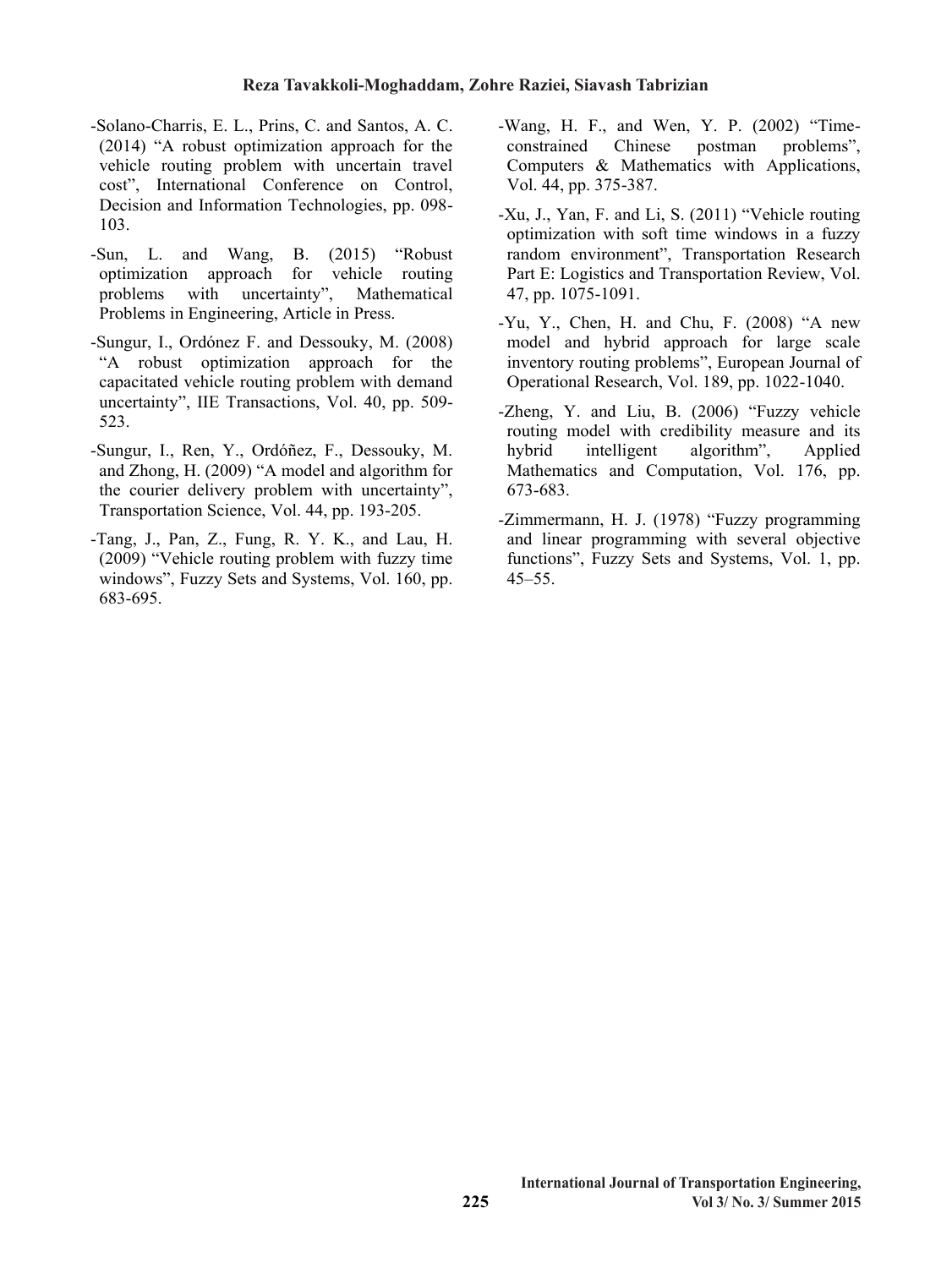-Solano-Charris, E. L., Prins, C. and Santos, A. C. (2014) “A robust optimization approach for the vehicle routing problem with uncertain travel cost”, International Conference on Control, Decision and Information Technologies, pp. 098-103.

-Sun, L. and Wang, B. (2015) “Robust optimization approach for vehicle routing problems with uncertainty”, Mathematical Problems in Engineering, Article in Press.

-Sungur, I., Ordónez F. and Dessouky, M. (2008) “A robust optimization approach for the capacitated vehicle routing problem with demand uncertainty”, IIE Transactions, Vol. 40, pp. 509-523.

-Sungur, I., Ren, Y., Ordóñez, F., Dessouky, M. and Zhong, H. (2009) “A model and algorithm for the courier delivery problem with uncertainty”, Transportation Science, Vol. 44, pp. 193-205.

-Tang, J., Pan, Z., Fung, R. Y. K., and Lau, H. (2009) “Vehicle routing problem with fuzzy time windows”, Fuzzy Sets and Systems, Vol. 160, pp. 683-695.

-Wang, H. F., and Wen, Y. P. (2002) “Time-constrained Chinese postman problems”, Computers & Mathematics with Applications, Vol. 44, pp. 375-387.

-Xu, J., Yan, F. and Li, S. (2011) “Vehicle routing optimization with soft time windows in a fuzzy random environment”, Transportation Research Part E: Logistics and Transportation Review, Vol. 47, pp. 1075-1091.

-Yu, Y., Chen, H. and Chu, F. (2008) “A new model and hybrid approach for large scale inventory routing problems”, European Journal of Operational Research, Vol. 189, pp. 1022-1040.

-Zheng, Y. and Liu, B. (2006) “Fuzzy vehicle routing model with credibility measure and its hybrid intelligent algorithm”, Applied Mathematics and Computation, Vol. 176, pp. 673-683.

-Zimmermann, H. J. (1978) “Fuzzy programming and linear programming with several objective functions”, Fuzzy Sets and Systems, Vol. 1, pp. 45–55.